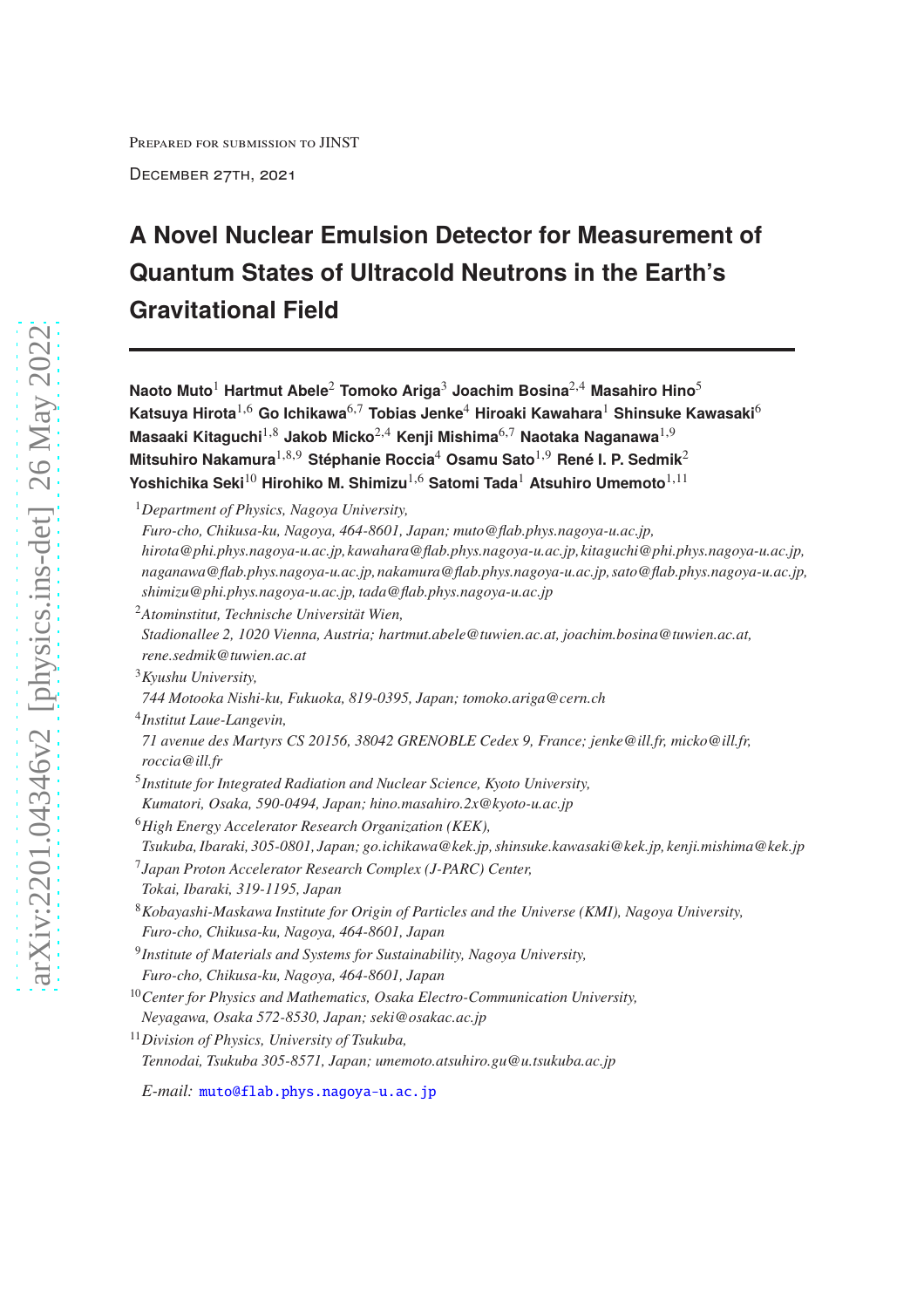Prepared for submission to JINST

December 27th, 2021

# A Novel Nuclear Emulsion Detector for Measurement of Quantum States of Ultracold Neutrons in the Earth's Gravitational Field

**Naoto Muto**[1] **Hartmut Abele**[2] **Tomoko Ariga**[3] **Joachim Bosina**[2,4] **Masahiro Hino**[5] **Katsuya Hirota**[1,6] **Go Ichikawa**[6,7] **Tobias Jenke**[4] **Hiroaki Kawahara**[1] **Shinsuke Kawasaki**[6] **Masaaki Kitaguchi**[1,8] **Jakob Micko**[2,4] **Kenji Mishima**[6,7] **Naotaka Naganawa**[1,9] **Mitsuhiro Nakamura**[1,8,9] **Stéphanie Roccia**[4] **Osamu Sato**[1,9] **René I. P. Sedmik**[2] **Yoshichika Seki**[10] **Hirohiko M. Shimizu**[1,6] **Satomi Tada**[1] **Atsuhiro Umemoto**[1,11]

[1] *Department of Physics, Nagoya University,*
*Furo-cho, Chikusa-ku, Nagoya, 464-8601, Japan; muto@flab.phys.nagoya-u.ac.jp, hirota@phi.phys.nagoya-u.ac.jp, kawahara@flab.phys.nagoya-u.ac.jp, kitaguchi@phi.phys.nagoya-u.ac.jp, naganawa@flab.phys.nagoya-u.ac.jp, nakamura@flab.phys.nagoya-u.ac.jp, sato@flab.phys.nagoya-u.ac.jp, shimizu@phi.phys.nagoya-u.ac.jp, tada@flab.phys.nagoya-u.ac.jp*

[2] *Atominstitut, Technische Universität Wien,*
*Stadionallee 2, 1020 Vienna, Austria; hartmut.abele@tuwien.ac.at, joachim.bosina@tuwien.ac.at, rene.sedmik@tuwien.ac.at*

[3] *Kyushu University,*
*744 Motooka Nishi-ku, Fukuoka, 819-0395, Japan; tomoko.ariga@cern.ch*

[4] *Institut Laue-Langevin,*
*71 avenue des Martyrs CS 20156, 38042 GRENOBLE Cedex 9, France; jenke@ill.fr, micko@ill.fr, roccia@ill.fr*

[5] *Institute for Integrated Radiation and Nuclear Science, Kyoto University,*
*Kumatori, Osaka, 590-0494, Japan; hino.masahiro.2x@kyoto-u.ac.jp*

[6] *High Energy Accelerator Research Organization (KEK),*
*Tsukuba, Ibaraki, 305-0801, Japan; go.ichikawa@kek.jp, shinsuke.kawasaki@kek.jp, kenji.mishima@kek.jp*

[7] *Japan Proton Accelerator Research Complex (J-PARC) Center,*
*Tokai, Ibaraki, 319-1195, Japan*

[8] *Kobayashi-Maskawa Institute for Origin of Particles and the Universe (KMI), Nagoya University,*
*Furo-cho, Chikusa-ku, Nagoya, 464-8601, Japan*

[9] *Institute of Materials and Systems for Sustainability, Nagoya University,*
*Furo-cho, Chikusa-ku, Nagoya, 464-8601, Japan*

[10] *Center for Physics and Mathematics, Osaka Electro-Communication University,*
*Neyagawa, Osaka 572-8530, Japan; seki@osakac.ac.jp*

[11] *Division of Physics, University of Tsukuba,*
*Tennodai, Tsukuba 305-8571, Japan; umemoto.atsuhiro.gu@u.tsukuba.ac.jp*

*E-mail:* muto@flab.phys.nagoya-u.ac.jp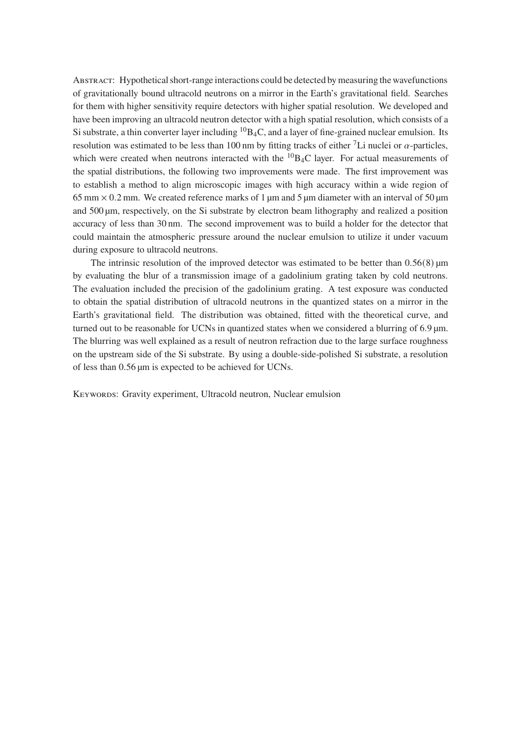**Abstract**: Hypothetical short-range interactions could be detected by measuring the wavefunctions of gravitationally bound ultracold neutrons on a mirror in the Earth's gravitational field. Searches for them with higher sensitivity require detectors with higher spatial resolution. We developed and have been improving an ultracold neutron detector with a high spatial resolution, which consists of a Si substrate, a thin converter layer including $^{10}B_4C$, and a layer of fine-grained nuclear emulsion. Its resolution was estimated to be less than 100 nm by fitting tracks of either $^{7}Li$ nuclei or $\alpha$-particles, which were created when neutrons interacted with the $^{10}B_4C$ layer. For actual measurements of the spatial distributions, the following two improvements were made. The first improvement was to establish a method to align microscopic images with high accuracy within a wide region of $65\,\mathrm{mm} \times 0.2\,\mathrm{mm}$. We created reference marks of 1 μm and 5 μm diameter with an interval of 50 μm and 500 μm, respectively, on the Si substrate by electron beam lithography and realized a position accuracy of less than 30 nm. The second improvement was to build a holder for the detector that could maintain the atmospheric pressure around the nuclear emulsion to utilize it under vacuum during exposure to ultracold neutrons.

The intrinsic resolution of the improved detector was estimated to be better than 0.56(8) μm by evaluating the blur of a transmission image of a gadolinium grating taken by cold neutrons. The evaluation included the precision of the gadolinium grating. A test exposure was conducted to obtain the spatial distribution of ultracold neutrons in the quantized states on a mirror in the Earth's gravitational field. The distribution was obtained, fitted with the theoretical curve, and turned out to be reasonable for UCNs in quantized states when we considered a blurring of 6.9 μm. The blurring was well explained as a result of neutron refraction due to the large surface roughness on the upstream side of the Si substrate. By using a double-side-polished Si substrate, a resolution of less than 0.56 μm is expected to be achieved for UCNs.

**Keywords**: Gravity experiment, Ultracold neutron, Nuclear emulsion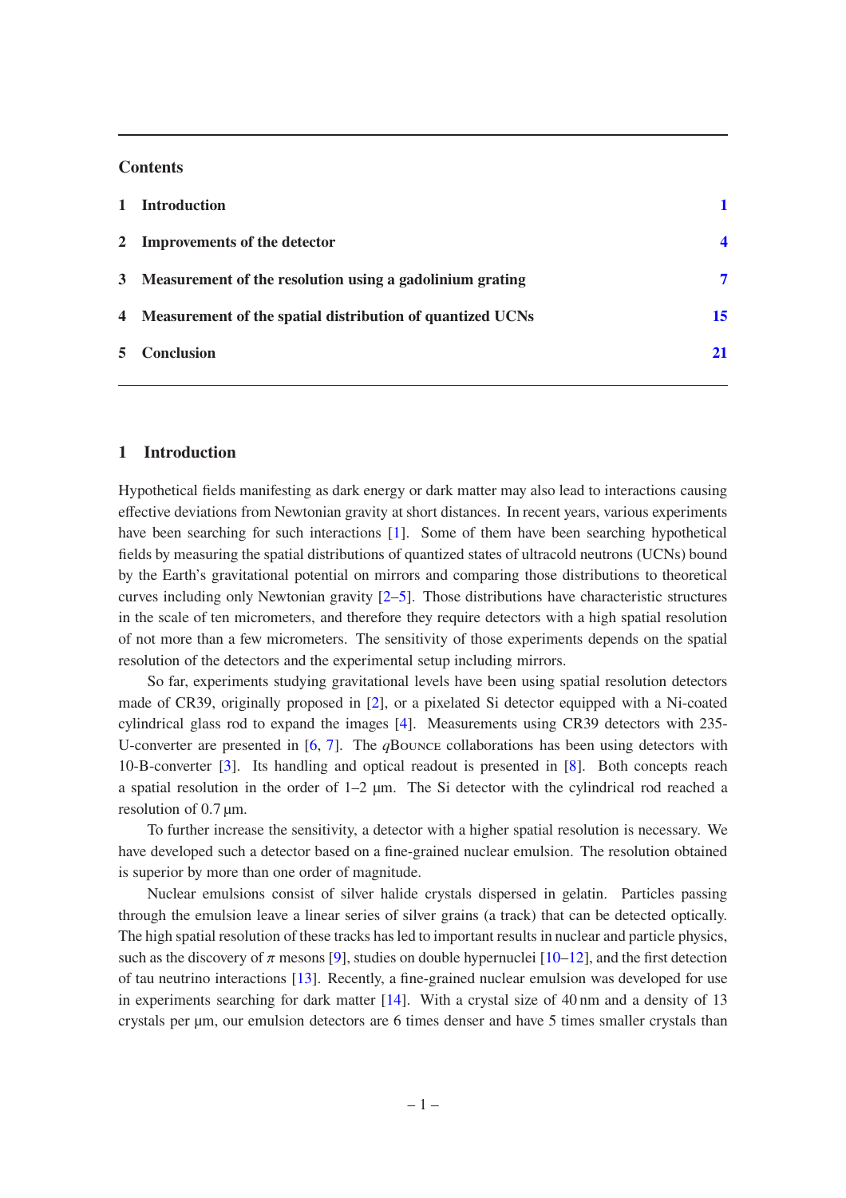## Contents

1 Introduction 1

2 Improvements of the detector 4

3 Measurement of the resolution using a gadolinium grating 7

4 Measurement of the spatial distribution of quantized UCNs 15

5 Conclusion 21

## 1 Introduction

Hypothetical fields manifesting as dark energy or dark matter may also lead to interactions causing effective deviations from Newtonian gravity at short distances. In recent years, various experiments have been searching for such interactions [1]. Some of them have been searching hypothetical fields by measuring the spatial distributions of quantized states of ultracold neutrons (UCNs) bound by the Earth's gravitational potential on mirrors and comparing those distributions to theoretical curves including only Newtonian gravity [2–5]. Those distributions have characteristic structures in the scale of ten micrometers, and therefore they require detectors with a high spatial resolution of not more than a few micrometers. The sensitivity of those experiments depends on the spatial resolution of the detectors and the experimental setup including mirrors.

So far, experiments studying gravitational levels have been using spatial resolution detectors made of CR39, originally proposed in [2], or a pixelated Si detector equipped with a Ni-coated cylindrical glass rod to expand the images [4]. Measurements using CR39 detectors with 235-U-converter are presented in [6, 7]. The *q*Bounce collaborations has been using detectors with 10-B-converter [3]. Its handling and optical readout is presented in [8]. Both concepts reach a spatial resolution in the order of 1–2 µm. The Si detector with the cylindrical rod reached a resolution of 0.7 µm.

To further increase the sensitivity, a detector with a higher spatial resolution is necessary. We have developed such a detector based on a fine-grained nuclear emulsion. The resolution obtained is superior by more than one order of magnitude.

Nuclear emulsions consist of silver halide crystals dispersed in gelatin. Particles passing through the emulsion leave a linear series of silver grains (a track) that can be detected optically. The high spatial resolution of these tracks has led to important results in nuclear and particle physics, such as the discovery of $\pi$ mesons [9], studies on double hypernuclei [10–12], and the first detection of tau neutrino interactions [13]. Recently, a fine-grained nuclear emulsion was developed for use in experiments searching for dark matter [14]. With a crystal size of 40 nm and a density of 13 crystals per µm, our emulsion detectors are 6 times denser and have 5 times smaller crystals than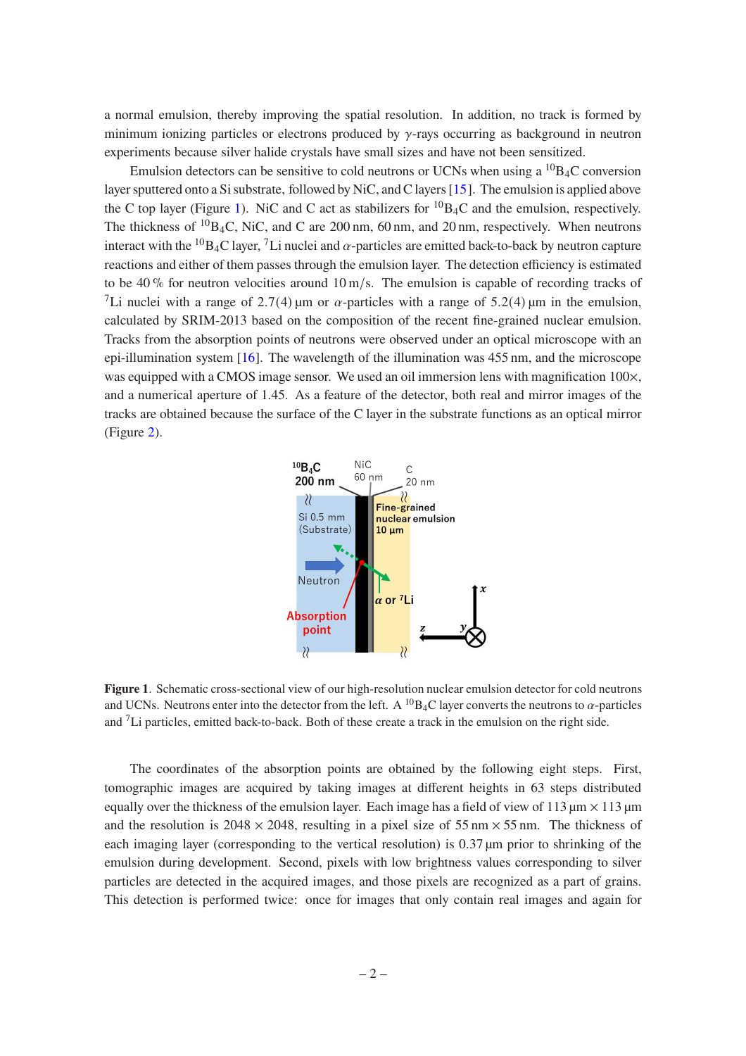a normal emulsion, thereby improving the spatial resolution. In addition, no track is formed by minimum ionizing particles or electrons produced by $\gamma$-rays occurring as background in neutron experiments because silver halide crystals have small sizes and have not been sensitized.

Emulsion detectors can be sensitive to cold neutrons or UCNs when using a $^{10}B_4C$ conversion layer sputtered onto a Si substrate, followed by NiC, and C layers [15]. The emulsion is applied above the C top layer (Figure 1). NiC and C act as stabilizers for $^{10}B_4C$ and the emulsion, respectively. The thickness of $^{10}B_4C$, NiC, and C are 200 nm, 60 nm, and 20 nm, respectively. When neutrons interact with the $^{10}B_4C$ layer, $^{7}Li$ nuclei and $\alpha$-particles are emitted back-to-back by neutron capture reactions and either of them passes through the emulsion layer. The detection efficiency is estimated to be 40 % for neutron velocities around 10 m/s. The emulsion is capable of recording tracks of $^{7}Li$ nuclei with a range of 2.7(4) µm or $\alpha$-particles with a range of 5.2(4) µm in the emulsion, calculated by SRIM-2013 based on the composition of the recent fine-grained nuclear emulsion. Tracks from the absorption points of neutrons were observed under an optical microscope with an epi-illumination system [16]. The wavelength of the illumination was 455 nm, and the microscope was equipped with a CMOS image sensor. We used an oil immersion lens with magnification 100×, and a numerical aperture of 1.45. As a feature of the detector, both real and mirror images of the tracks are obtained because the surface of the C layer in the substrate functions as an optical mirror (Figure 2).

**Figure 1**. Schematic cross-sectional view of our high-resolution nuclear emulsion detector for cold neutrons and UCNs. Neutrons enter into the detector from the left. A $^{10}B_4C$ layer converts the neutrons to $\alpha$-particles and $^{7}Li$ particles, emitted back-to-back. Both of these create a track in the emulsion on the right side.

The coordinates of the absorption points are obtained by the following eight steps. First, tomographic images are acquired by taking images at different heights in 63 steps distributed equally over the thickness of the emulsion layer. Each image has a field of view of 113 µm × 113 µm and the resolution is 2048 × 2048, resulting in a pixel size of 55 nm × 55 nm. The thickness of each imaging layer (corresponding to the vertical resolution) is 0.37 µm prior to shrinking of the emulsion during development. Second, pixels with low brightness values corresponding to silver particles are detected in the acquired images, and those pixels are recognized as a part of grains. This detection is performed twice: once for images that only contain real images and again for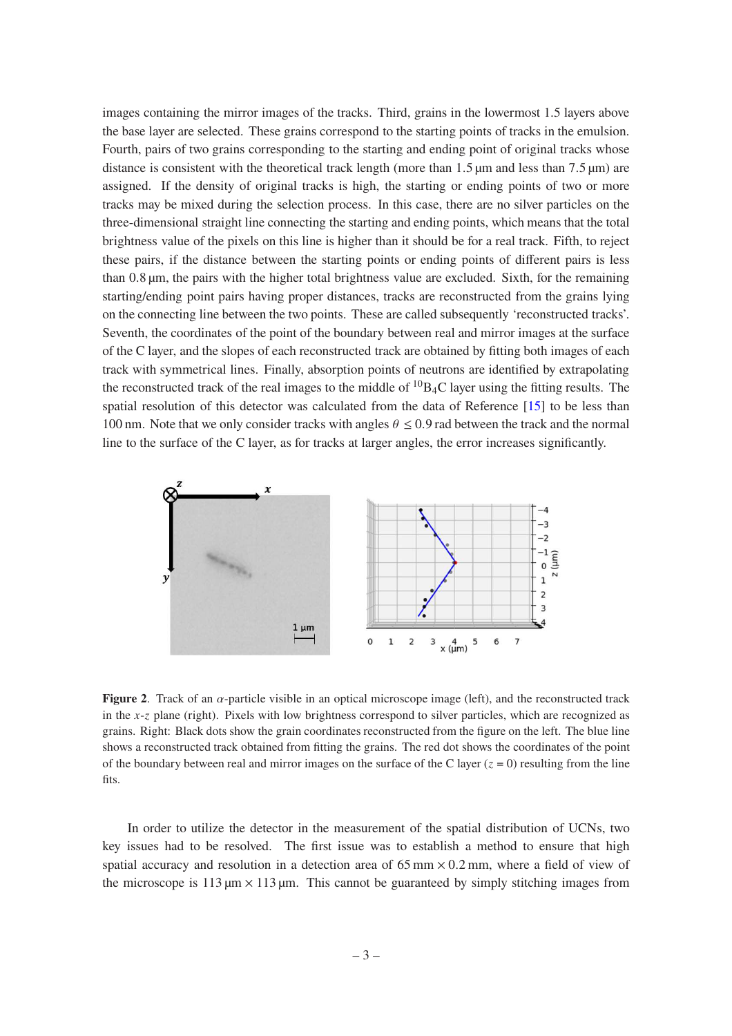images containing the mirror images of the tracks. Third, grains in the lowermost 1.5 layers above the base layer are selected. These grains correspond to the starting points of tracks in the emulsion. Fourth, pairs of two grains corresponding to the starting and ending point of original tracks whose distance is consistent with the theoretical track length (more than 1.5 µm and less than 7.5 µm) are assigned. If the density of original tracks is high, the starting or ending points of two or more tracks may be mixed during the selection process. In this case, there are no silver particles on the three-dimensional straight line connecting the starting and ending points, which means that the total brightness value of the pixels on this line is higher than it should be for a real track. Fifth, to reject these pairs, if the distance between the starting points or ending points of different pairs is less than 0.8 µm, the pairs with the higher total brightness value are excluded. Sixth, for the remaining starting/ending point pairs having proper distances, tracks are reconstructed from the grains lying on the connecting line between the two points. These are called subsequently 'reconstructed tracks'. Seventh, the coordinates of the point of the boundary between real and mirror images at the surface of the C layer, and the slopes of each reconstructed track are obtained by fitting both images of each track with symmetrical lines. Finally, absorption points of neutrons are identified by extrapolating the reconstructed track of the real images to the middle of $^{10}B_4C$ layer using the fitting results. The spatial resolution of this detector was calculated from the data of Reference [15] to be less than 100 nm. Note that we only consider tracks with angles $\theta \leq 0.9$ rad between the track and the normal line to the surface of the C layer, as for tracks at larger angles, the error increases significantly.

**Figure 2**. Track of an $\alpha$-particle visible in an optical microscope image (left), and the reconstructed track in the $x$-$z$ plane (right). Pixels with low brightness correspond to silver particles, which are recognized as grains. Right: Black dots show the grain coordinates reconstructed from the figure on the left. The blue line shows a reconstructed track obtained from fitting the grains. The red dot shows the coordinates of the point of the boundary between real and mirror images on the surface of the C layer ($z = 0$) resulting from the line fits.

In order to utilize the detector in the measurement of the spatial distribution of UCNs, two key issues had to be resolved. The first issue was to establish a method to ensure that high spatial accuracy and resolution in a detection area of 65 mm × 0.2 mm, where a field of view of the microscope is 113 µm × 113 µm. This cannot be guaranteed by simply stitching images from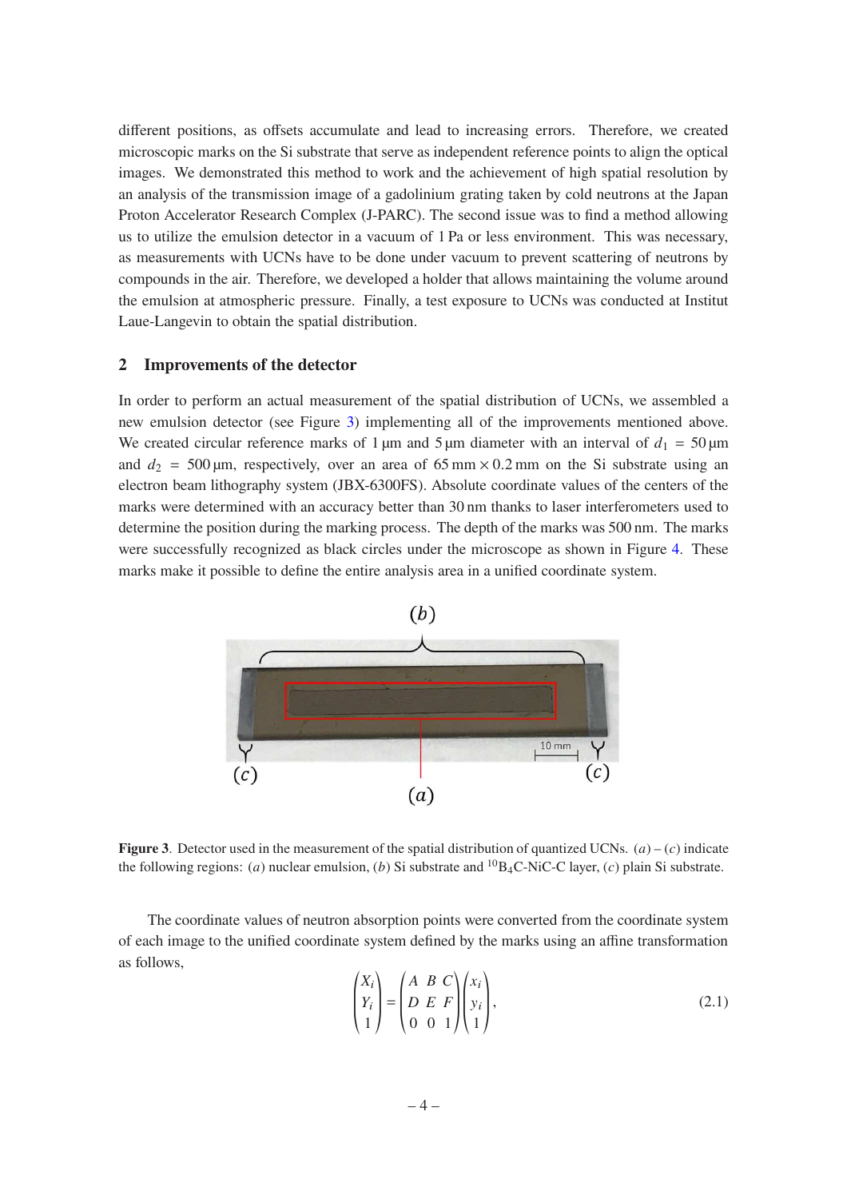different positions, as offsets accumulate and lead to increasing errors. Therefore, we created microscopic marks on the Si substrate that serve as independent reference points to align the optical images. We demonstrated this method to work and the achievement of high spatial resolution by an analysis of the transmission image of a gadolinium grating taken by cold neutrons at the Japan Proton Accelerator Research Complex (J-PARC). The second issue was to find a method allowing us to utilize the emulsion detector in a vacuum of 1 Pa or less environment. This was necessary, as measurements with UCNs have to be done under vacuum to prevent scattering of neutrons by compounds in the air. Therefore, we developed a holder that allows maintaining the volume around the emulsion at atmospheric pressure. Finally, a test exposure to UCNs was conducted at Institut Laue-Langevin to obtain the spatial distribution.

## 2 Improvements of the detector

In order to perform an actual measurement of the spatial distribution of UCNs, we assembled a new emulsion detector (see Figure 3) implementing all of the improvements mentioned above. We created circular reference marks of 1 μm and 5 μm diameter with an interval of $d_1 = 50\,\mu\text{m}$ and $d_2 = 500\,\mu\text{m}$, respectively, over an area of $65\,\text{mm} \times 0.2\,\text{mm}$ on the Si substrate using an electron beam lithography system (JBX-6300FS). Absolute coordinate values of the centers of the marks were determined with an accuracy better than 30 nm thanks to laser interferometers used to determine the position during the marking process. The depth of the marks was 500 nm. The marks were successfully recognized as black circles under the microscope as shown in Figure 4. These marks make it possible to define the entire analysis area in a unified coordinate system.

**Figure 3**. Detector used in the measurement of the spatial distribution of quantized UCNs. $(a)$ – $(c)$ indicate the following regions: $(a)$ nuclear emulsion, $(b)$ Si substrate and $^{10}B_4C$-NiC-C layer, $(c)$ plain Si substrate.

The coordinate values of neutron absorption points were converted from the coordinate system of each image to the unified coordinate system defined by the marks using an affine transformation as follows,

$$
\begin{pmatrix} X_i \\ Y_i \\ 1 \end{pmatrix} = \begin{pmatrix} A & B & C \\ D & E & F \\ 0 & 0 & 1 \end{pmatrix} \begin{pmatrix} x_i \\ y_i \\ 1 \end{pmatrix}, \tag{2.1}
$$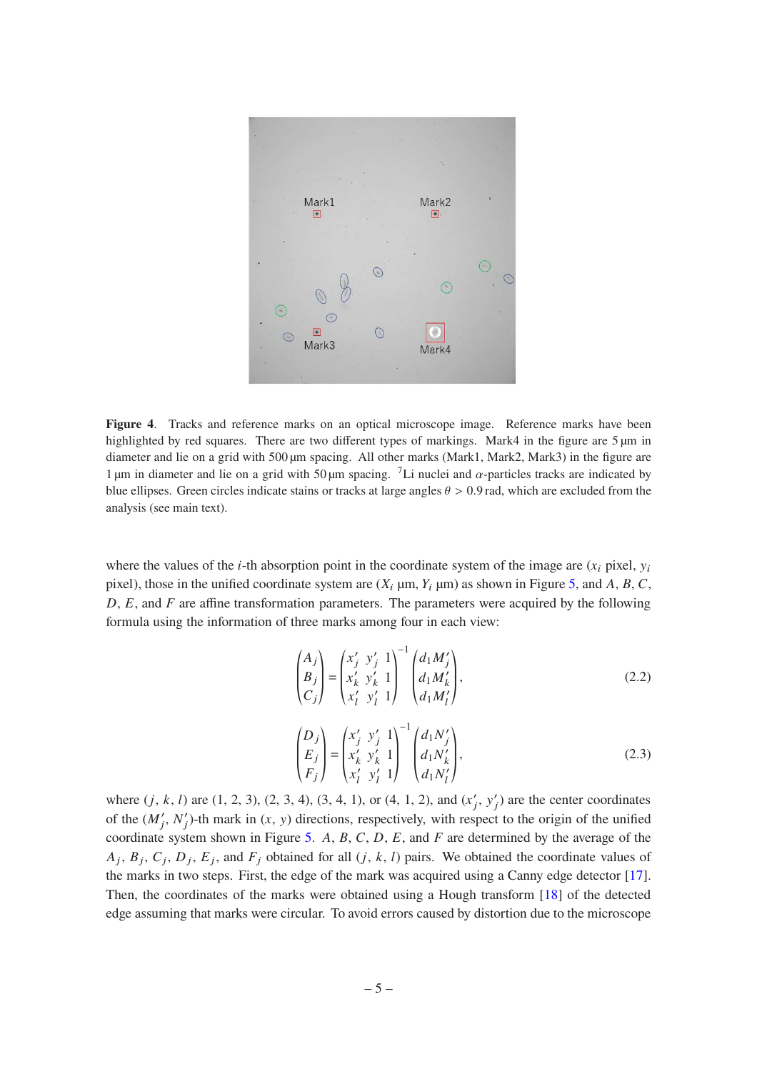**Figure 4**. Tracks and reference marks on an optical microscope image. Reference marks have been highlighted by red squares. There are two different types of markings. Mark4 in the figure are 5 μm in diameter and lie on a grid with 500 μm spacing. All other marks (Mark1, Mark2, Mark3) in the figure are 1 μm in diameter and lie on a grid with 50 μm spacing. $^{7}$Li nuclei and $\alpha$-particles tracks are indicated by blue ellipses. Green circles indicate stains or tracks at large angles $\theta > 0.9$ rad, which are excluded from the analysis (see main text).

where the values of the $i$-th absorption point in the coordinate system of the image are ($x_i$ pixel, $y_i$ pixel), those in the unified coordinate system are ($X_i$ μm, $Y_i$ μm) as shown in Figure 5, and $A$, $B$, $C$, $D$, $E$, and $F$ are affine transformation parameters. The parameters were acquired by the following formula using the information of three marks among four in each view:

$$
\begin{pmatrix} A_j \\ B_j \\ C_j \end{pmatrix} = \begin{pmatrix} x'_j & y'_j & 1 \\ x'_k & y'_k & 1 \\ x'_l & y'_l & 1 \end{pmatrix}^{-1} \begin{pmatrix} d_1 M'_j \\ d_1 M'_k \\ d_1 M'_l \end{pmatrix}, \tag{2.2}
$$

$$
\begin{pmatrix} D_j \\ E_j \\ F_j \end{pmatrix} = \begin{pmatrix} x'_j & y'_j & 1 \\ x'_k & y'_k & 1 \\ x'_l & y'_l & 1 \end{pmatrix}^{-1} \begin{pmatrix} d_1 N'_j \\ d_1 N'_k \\ d_1 N'_l \end{pmatrix}, \tag{2.3}
$$

where ($j$, $k$, $l$) are (1, 2, 3), (2, 3, 4), (3, 4, 1), or (4, 1, 2), and ($x'_j$, $y'_j$) are the center coordinates of the ($M'_j$, $N'_j$)-th mark in ($x$, $y$) directions, respectively, with respect to the origin of the unified coordinate system shown in Figure 5. $A$, $B$, $C$, $D$, $E$, and $F$ are determined by the average of the $A_j$, $B_j$, $C_j$, $D_j$, $E_j$, and $F_j$ obtained for all ($j$, $k$, $l$) pairs. We obtained the coordinate values of the marks in two steps. First, the edge of the mark was acquired using a Canny edge detector [17]. Then, the coordinates of the marks were obtained using a Hough transform [18] of the detected edge assuming that marks were circular. To avoid errors caused by distortion due to the microscope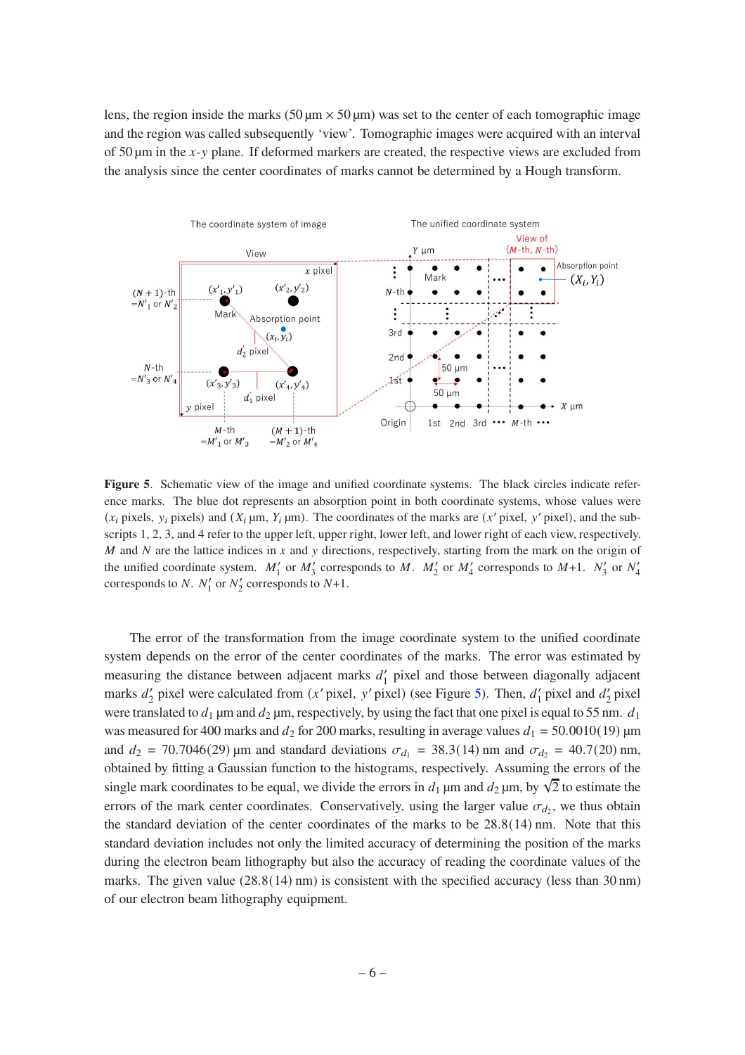lens, the region inside the marks ($50\,\mu\text{m} \times 50\,\mu\text{m}$) was set to the center of each tomographic image and the region was called subsequently 'view'. Tomographic images were acquired with an interval of $50\,\mu\text{m}$ in the $x$-$y$ plane. If deformed markers are created, the respective views are excluded from the analysis since the center coordinates of marks cannot be determined by a Hough transform.

**Figure 5**. Schematic view of the image and unified coordinate systems. The black circles indicate reference marks. The blue dot represents an absorption point in both coordinate systems, whose values were ($x_i$ pixels, $y_i$ pixels) and ($X_i$ µm, $Y_i$ µm). The coordinates of the marks are ($x'$ pixel, $y'$ pixel), and the subscripts 1, 2, 3, and 4 refer to the upper left, upper right, lower left, and lower right of each view, respectively. $M$ and $N$ are the lattice indices in $x$ and $y$ directions, respectively, starting from the mark on the origin of the unified coordinate system. $M_1'$ or $M_3'$ corresponds to $M$. $M_2'$ or $M_4'$ corresponds to $M$+1. $N_3'$ or $N_4'$ corresponds to $N$. $N_1'$ or $N_2'$ corresponds to $N$+1.

The error of the transformation from the image coordinate system to the unified coordinate system depends on the error of the center coordinates of the marks. The error was estimated by measuring the distance between adjacent marks $d_1'$ pixel and those between diagonally adjacent marks $d_2'$ pixel were calculated from ($x'$ pixel, $y'$ pixel) (see Figure 5). Then, $d_1'$ pixel and $d_2'$ pixel were translated to $d_1$ µm and $d_2$ µm, respectively, by using the fact that one pixel is equal to 55 nm. $d_1$ was measured for 400 marks and $d_2$ for 200 marks, resulting in average values $d_1 = 50.0010(19)$ µm and $d_2 = 70.7046(29)$ µm and standard deviations $\sigma_{d_1} = 38.3(14)$ nm and $\sigma_{d_2} = 40.7(20)$ nm, obtained by fitting a Gaussian function to the histograms, respectively. Assuming the errors of the single mark coordinates to be equal, we divide the errors in $d_1$ µm and $d_2$ µm, by $\sqrt{2}$ to estimate the errors of the mark center coordinates. Conservatively, using the larger value $\sigma_{d_2}$, we thus obtain the standard deviation of the center coordinates of the marks to be 28.8(14) nm. Note that this standard deviation includes not only the limited accuracy of determining the position of the marks during the electron beam lithography but also the accuracy of reading the coordinate values of the marks. The given value (28.8(14) nm) is consistent with the specified accuracy (less than 30 nm) of our electron beam lithography equipment.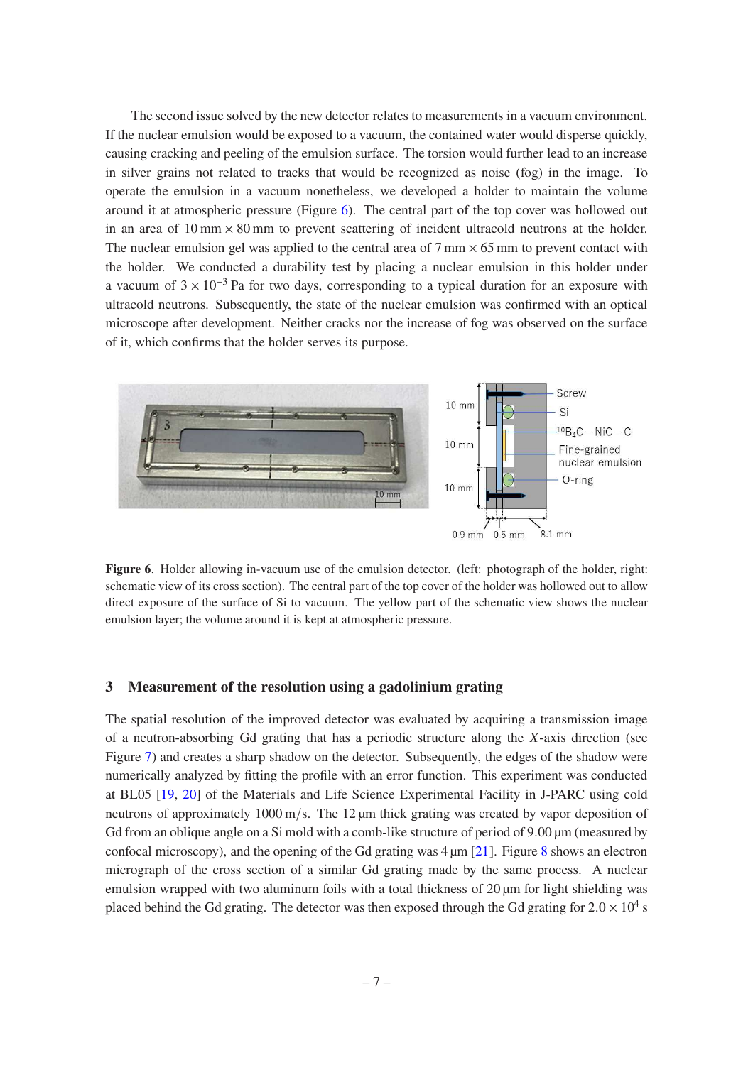The second issue solved by the new detector relates to measurements in a vacuum environment. If the nuclear emulsion would be exposed to a vacuum, the contained water would disperse quickly, causing cracking and peeling of the emulsion surface. The torsion would further lead to an increase in silver grains not related to tracks that would be recognized as noise (fog) in the image. To operate the emulsion in a vacuum nonetheless, we developed a holder to maintain the volume around it at atmospheric pressure (Figure 6). The central part of the top cover was hollowed out in an area of 10 mm × 80 mm to prevent scattering of incident ultracold neutrons at the holder. The nuclear emulsion gel was applied to the central area of 7 mm × 65 mm to prevent contact with the holder. We conducted a durability test by placing a nuclear emulsion in this holder under a vacuum of $3 \times 10^{-3}$ Pa for two days, corresponding to a typical duration for an exposure with ultracold neutrons. Subsequently, the state of the nuclear emulsion was confirmed with an optical microscope after development. Neither cracks nor the increase of fog was observed on the surface of it, which confirms that the holder serves its purpose.

**Figure 6**. Holder allowing in-vacuum use of the emulsion detector. (left: photograph of the holder, right: schematic view of its cross section). The central part of the top cover of the holder was hollowed out to allow direct exposure of the surface of Si to vacuum. The yellow part of the schematic view shows the nuclear emulsion layer; the volume around it is kept at atmospheric pressure.

## 3 Measurement of the resolution using a gadolinium grating

The spatial resolution of the improved detector was evaluated by acquiring a transmission image of a neutron-absorbing Gd grating that has a periodic structure along the $X$-axis direction (see Figure 7) and creates a sharp shadow on the detector. Subsequently, the edges of the shadow were numerically analyzed by fitting the profile with an error function. This experiment was conducted at BL05 [19, 20] of the Materials and Life Science Experimental Facility in J-PARC using cold neutrons of approximately 1000 m/s. The 12 μm thick grating was created by vapor deposition of Gd from an oblique angle on a Si mold with a comb-like structure of period of 9.00 μm (measured by confocal microscopy), and the opening of the Gd grating was 4 μm [21]. Figure 8 shows an electron micrograph of the cross section of a similar Gd grating made by the same process. A nuclear emulsion wrapped with two aluminum foils with a total thickness of 20 μm for light shielding was placed behind the Gd grating. The detector was then exposed through the Gd grating for $2.0 \times 10^{4}$ s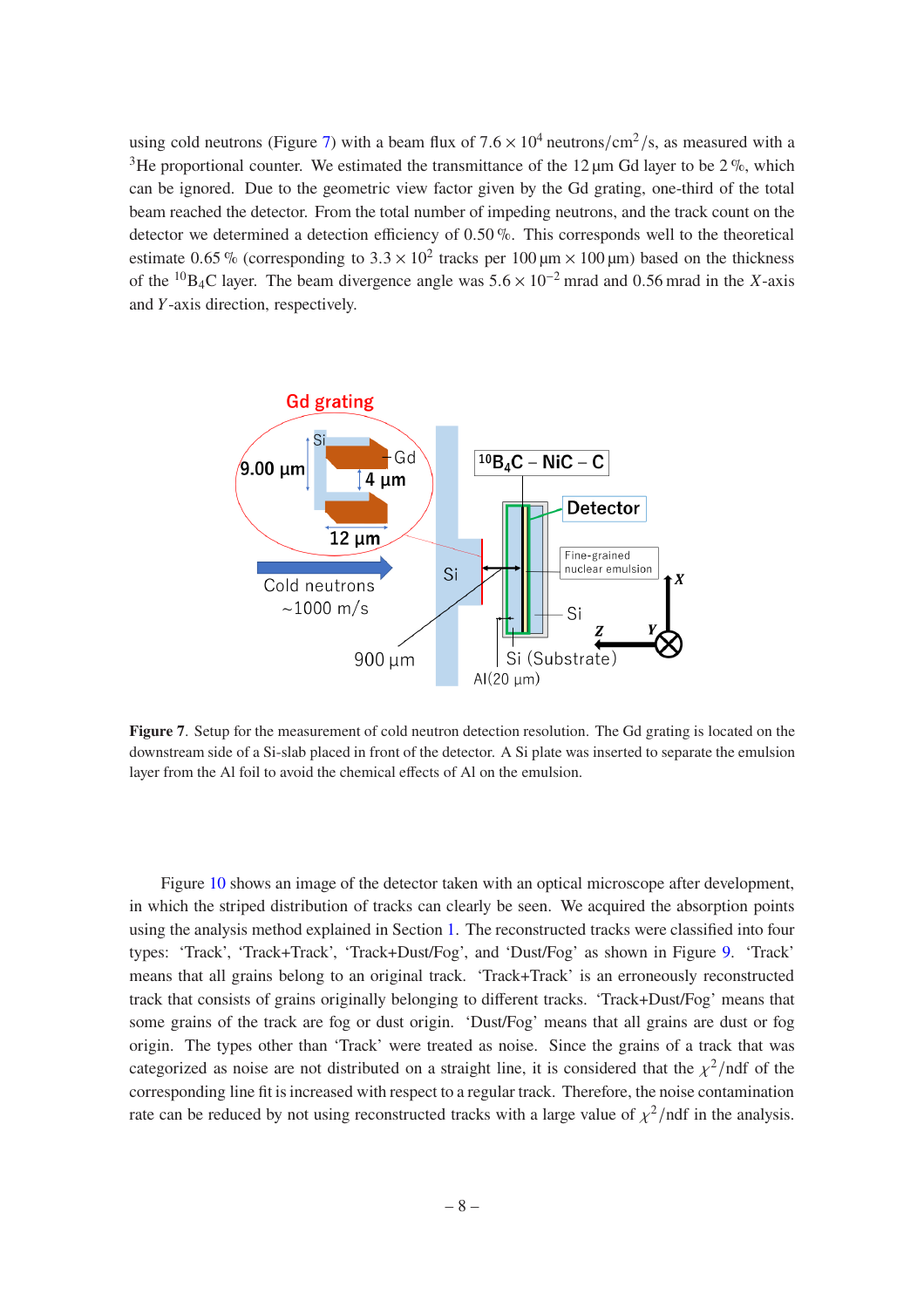using cold neutrons (Figure 7) with a beam flux of $7.6 \times 10^4$ neutrons/cm$^2$/s, as measured with a $^3$He proportional counter. We estimated the transmittance of the 12 µm Gd layer to be 2 %, which can be ignored. Due to the geometric view factor given by the Gd grating, one-third of the total beam reached the detector. From the total number of impeding neutrons, and the track count on the detector we determined a detection efficiency of 0.50 %. This corresponds well to the theoretical estimate 0.65 % (corresponding to $3.3 \times 10^2$ tracks per 100 µm × 100 µm) based on the thickness of the $^{10}B_4C$ layer. The beam divergence angle was $5.6 \times 10^{-2}$ mrad and 0.56 mrad in the $X$-axis and $Y$-axis direction, respectively.

**Figure 7**. Setup for the measurement of cold neutron detection resolution. The Gd grating is located on the downstream side of a Si-slab placed in front of the detector. A Si plate was inserted to separate the emulsion layer from the Al foil to avoid the chemical effects of Al on the emulsion.

Figure 10 shows an image of the detector taken with an optical microscope after development, in which the striped distribution of tracks can clearly be seen. We acquired the absorption points using the analysis method explained in Section 1. The reconstructed tracks were classified into four types: 'Track', 'Track+Track', 'Track+Dust/Fog', and 'Dust/Fog' as shown in Figure 9. 'Track' means that all grains belong to an original track. 'Track+Track' is an erroneously reconstructed track that consists of grains originally belonging to different tracks. 'Track+Dust/Fog' means that some grains of the track are fog or dust origin. 'Dust/Fog' means that all grains are dust or fog origin. The types other than 'Track' were treated as noise. Since the grains of a track that was categorized as noise are not distributed on a straight line, it is considered that the $\chi^2$/ndf of the corresponding line fit is increased with respect to a regular track. Therefore, the noise contamination rate can be reduced by not using reconstructed tracks with a large value of $\chi^2$/ndf in the analysis.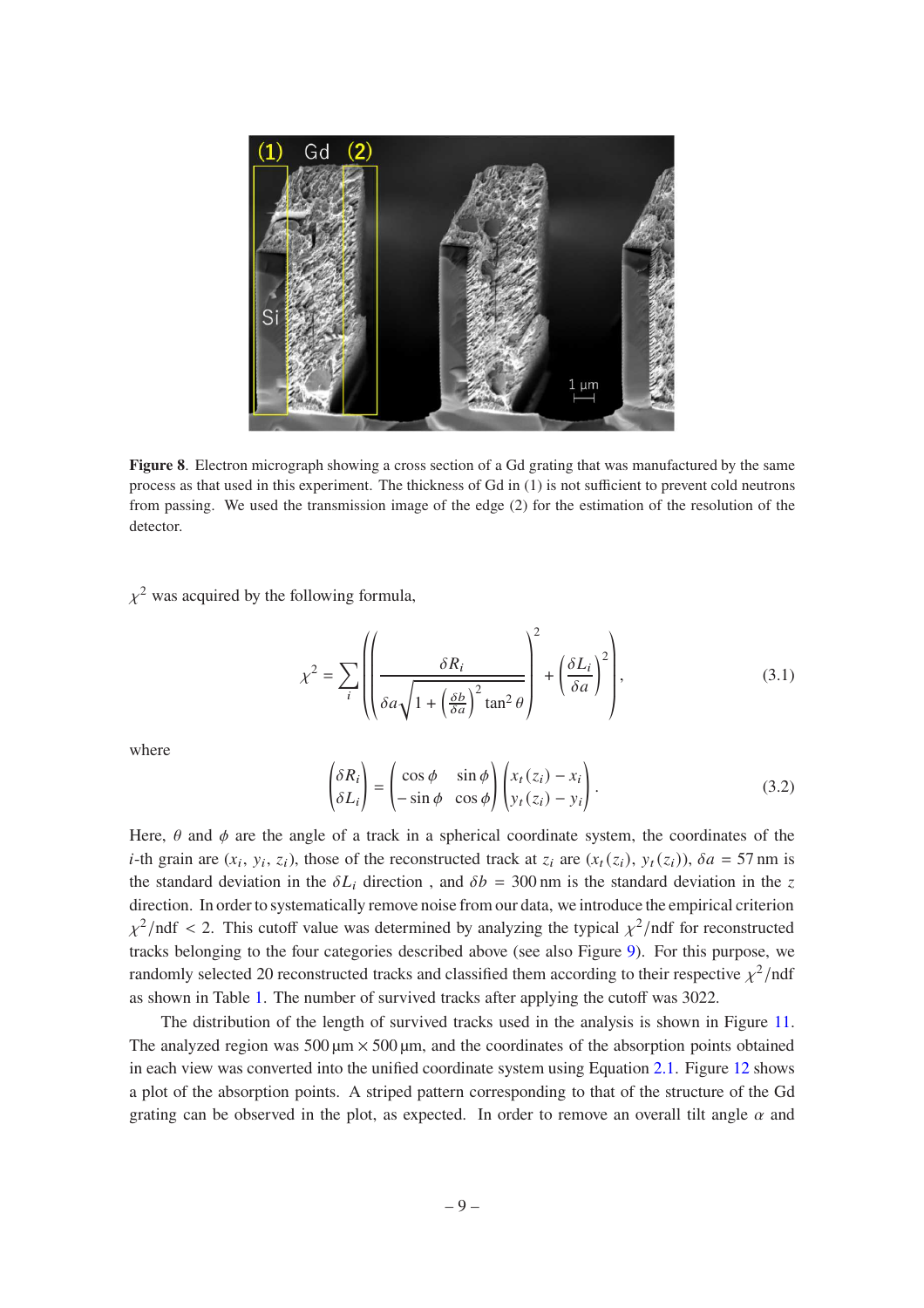**Figure 8**. Electron micrograph showing a cross section of a Gd grating that was manufactured by the same process as that used in this experiment. The thickness of Gd in (1) is not sufficient to prevent cold neutrons from passing. We used the transmission image of the edge (2) for the estimation of the resolution of the detector.

$\chi^2$ was acquired by the following formula,

$$\chi^2 = \sum_i \left( \left( \frac{\delta R_i}{\delta a \sqrt{1 + \left(\frac{\delta b}{\delta a}\right)^2 \tan^2 \theta}} \right)^2 + \left( \frac{\delta L_i}{\delta a} \right)^2 \right), \tag{3.1}$$

where

$$\begin{pmatrix} \delta R_i \\ \delta L_i \end{pmatrix} = \begin{pmatrix} \cos\phi & \sin\phi \\ -\sin\phi & \cos\phi \end{pmatrix} \begin{pmatrix} x_t(z_i) - x_i \\ y_t(z_i) - y_i \end{pmatrix}. \tag{3.2}$$

Here, $\theta$ and $\phi$ are the angle of a track in a spherical coordinate system, the coordinates of the $i$-th grain are $(x_i, y_i, z_i)$, those of the reconstructed track at $z_i$ are $(x_t(z_i), y_t(z_i))$, $\delta a = 57$ nm is the standard deviation in the $\delta L_i$ direction , and $\delta b = 300$ nm is the standard deviation in the $z$ direction. In order to systematically remove noise from our data, we introduce the empirical criterion $\chi^2/\mathrm{ndf} < 2$. This cutoff value was determined by analyzing the typical $\chi^2/\mathrm{ndf}$ for reconstructed tracks belonging to the four categories described above (see also Figure 9). For this purpose, we randomly selected 20 reconstructed tracks and classified them according to their respective $\chi^2/\mathrm{ndf}$ as shown in Table 1. The number of survived tracks after applying the cutoff was 3022.

The distribution of the length of survived tracks used in the analysis is shown in Figure 11. The analyzed region was 500 µm × 500 µm, and the coordinates of the absorption points obtained in each view was converted into the unified coordinate system using Equation 2.1. Figure 12 shows a plot of the absorption points. A striped pattern corresponding to that of the structure of the Gd grating can be observed in the plot, as expected. In order to remove an overall tilt angle $\alpha$ and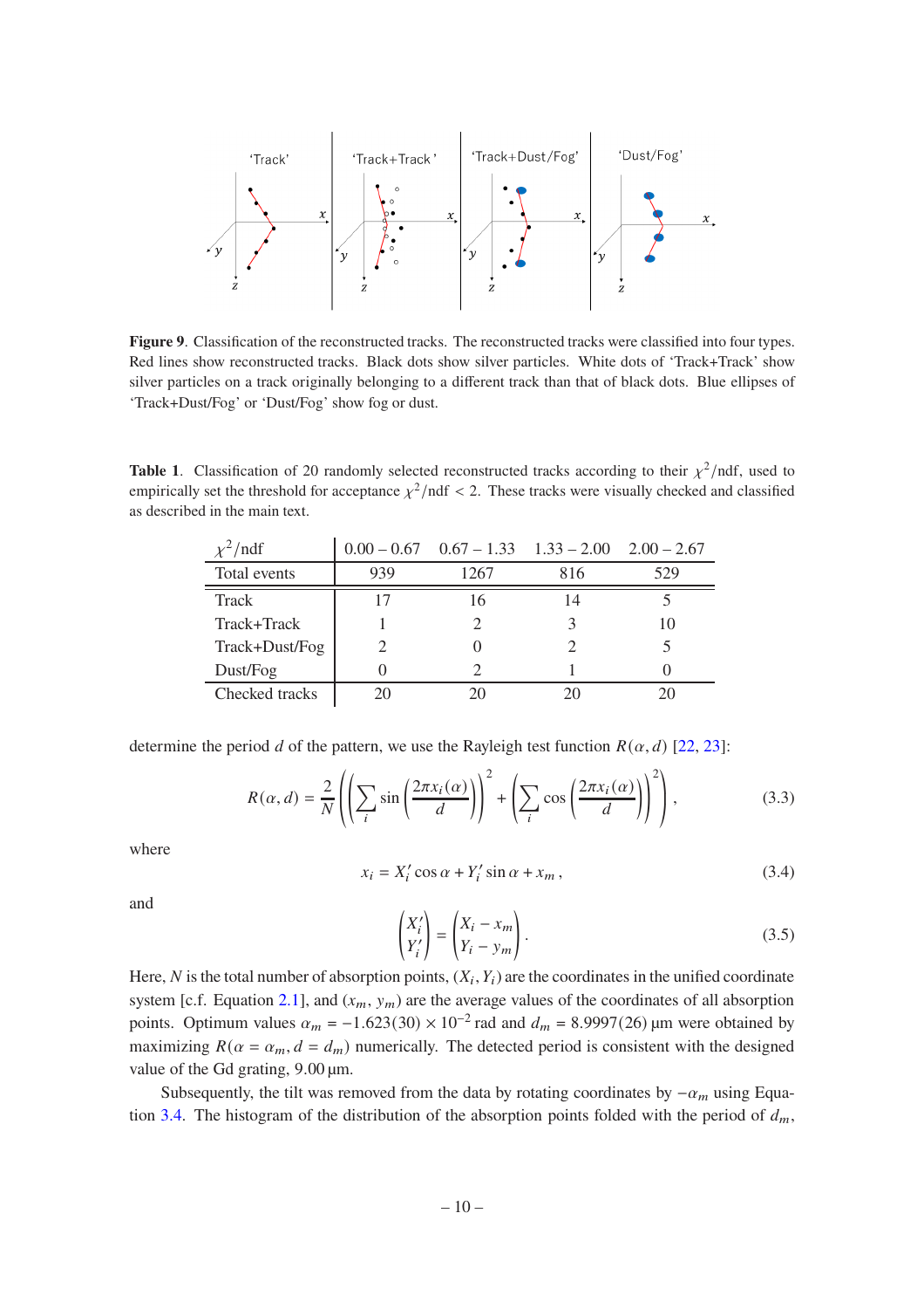**Figure 9**. Classification of the reconstructed tracks. The reconstructed tracks were classified into four types. Red lines show reconstructed tracks. Black dots show silver particles. White dots of 'Track+Track' show silver particles on a track originally belonging to a different track than that of black dots. Blue ellipses of 'Track+Dust/Fog' or 'Dust/Fog' show fog or dust.

**Table 1**. Classification of 20 randomly selected reconstructed tracks according to their $\chi^2$/ndf, used to empirically set the threshold for acceptance $\chi^2/\mathrm{ndf} < 2$. These tracks were visually checked and classified as described in the main text.

| $\chi^2$/ndf | 0.00 – 0.67 | 0.67 – 1.33 | 1.33 – 2.00 | 2.00 – 2.67 |
|---|---|---|---|---|
| Total events | 939 | 1267 | 816 | 529 |
| Track | 17 | 16 | 14 | 5 |
| Track+Track | 1 | 2 | 3 | 10 |
| Track+Dust/Fog | 2 | 0 | 2 | 5 |
| Dust/Fog | 0 | 2 | 1 | 0 |
| Checked tracks | 20 | 20 | 20 | 20 |

determine the period $d$ of the pattern, we use the Rayleigh test function $R(\alpha, d)$ [22, 23]:

$$R(\alpha, d) = \frac{2}{N}\left(\left(\sum_i \sin\left(\frac{2\pi x_i(\alpha)}{d}\right)\right)^2 + \left(\sum_i \cos\left(\frac{2\pi x_i(\alpha)}{d}\right)\right)^2\right), \tag{3.3}$$

where

$$x_i = X_i' \cos\alpha + Y_i' \sin\alpha + x_m, \tag{3.4}$$

and

$$\begin{pmatrix} X_i' \\ Y_i' \end{pmatrix} = \begin{pmatrix} X_i - x_m \\ Y_i - y_m \end{pmatrix}. \tag{3.5}$$

Here, $N$ is the total number of absorption points, $(X_i, Y_i)$ are the coordinates in the unified coordinate system [c.f. Equation 2.1], and $(x_m, y_m)$ are the average values of the coordinates of all absorption points. Optimum values $\alpha_m = -1.623(30) \times 10^{-2}$ rad and $d_m = 8.9997(26)$ µm were obtained by maximizing $R(\alpha = \alpha_m, d = d_m)$ numerically. The detected period is consistent with the designed value of the Gd grating, 9.00 µm.

Subsequently, the tilt was removed from the data by rotating coordinates by $-\alpha_m$ using Equation 3.4. The histogram of the distribution of the absorption points folded with the period of $d_m$,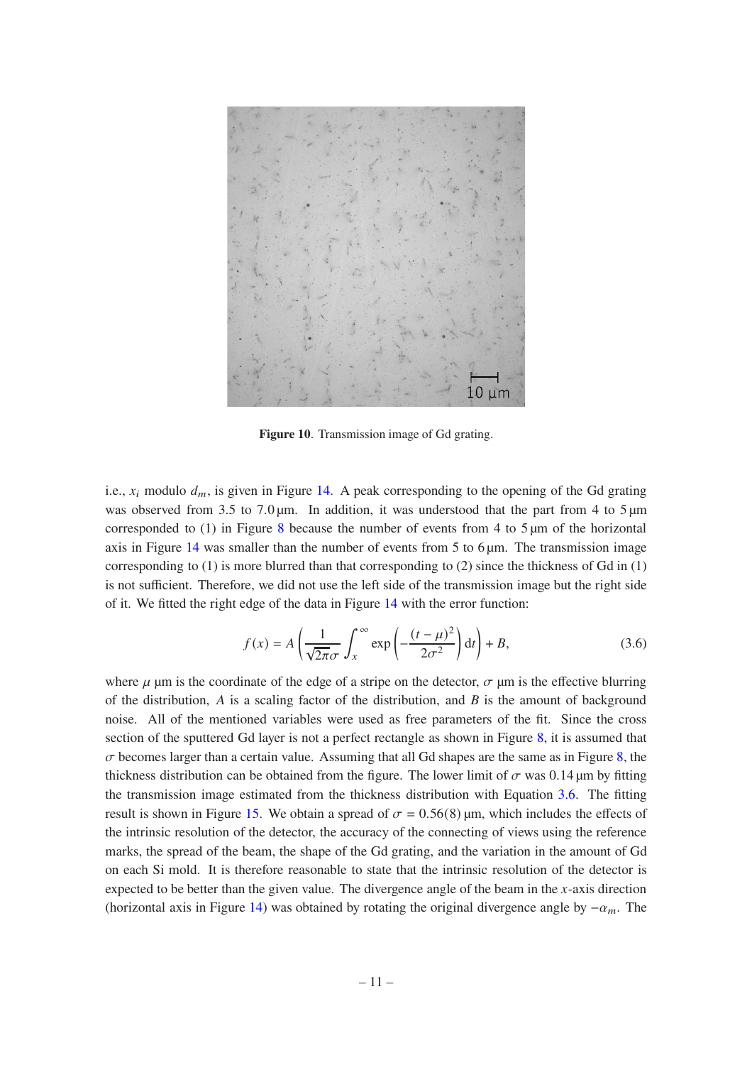**Figure 10**. Transmission image of Gd grating.

i.e., $x_i$ modulo $d_m$, is given in Figure 14. A peak corresponding to the opening of the Gd grating was observed from 3.5 to 7.0 µm. In addition, it was understood that the part from 4 to 5 µm corresponded to (1) in Figure 8 because the number of events from 4 to 5 µm of the horizontal axis in Figure 14 was smaller than the number of events from 5 to 6 µm. The transmission image corresponding to (1) is more blurred than that corresponding to (2) since the thickness of Gd in (1) is not sufficient. Therefore, we did not use the left side of the transmission image but the right side of it. We fitted the right edge of the data in Figure 14 with the error function:

$$f(x) = A\left(\frac{1}{\sqrt{2\pi}\sigma}\int_x^{\infty}\exp\left(-\frac{(t-\mu)^2}{2\sigma^2}\right)\mathrm{d}t\right) + B, \tag{3.6}$$

where $\mu$ µm is the coordinate of the edge of a stripe on the detector, $\sigma$ µm is the effective blurring of the distribution, $A$ is a scaling factor of the distribution, and $B$ is the amount of background noise. All of the mentioned variables were used as free parameters of the fit. Since the cross section of the sputtered Gd layer is not a perfect rectangle as shown in Figure 8, it is assumed that $\sigma$ becomes larger than a certain value. Assuming that all Gd shapes are the same as in Figure 8, the thickness distribution can be obtained from the figure. The lower limit of $\sigma$ was 0.14 µm by fitting the transmission image estimated from the thickness distribution with Equation 3.6. The fitting result is shown in Figure 15. We obtain a spread of $\sigma = 0.56(8)$ µm, which includes the effects of the intrinsic resolution of the detector, the accuracy of the connecting of views using the reference marks, the spread of the beam, the shape of the Gd grating, and the variation in the amount of Gd on each Si mold. It is therefore reasonable to state that the intrinsic resolution of the detector is expected to be better than the given value. The divergence angle of the beam in the $x$-axis direction (horizontal axis in Figure 14) was obtained by rotating the original divergence angle by $-\alpha_m$. The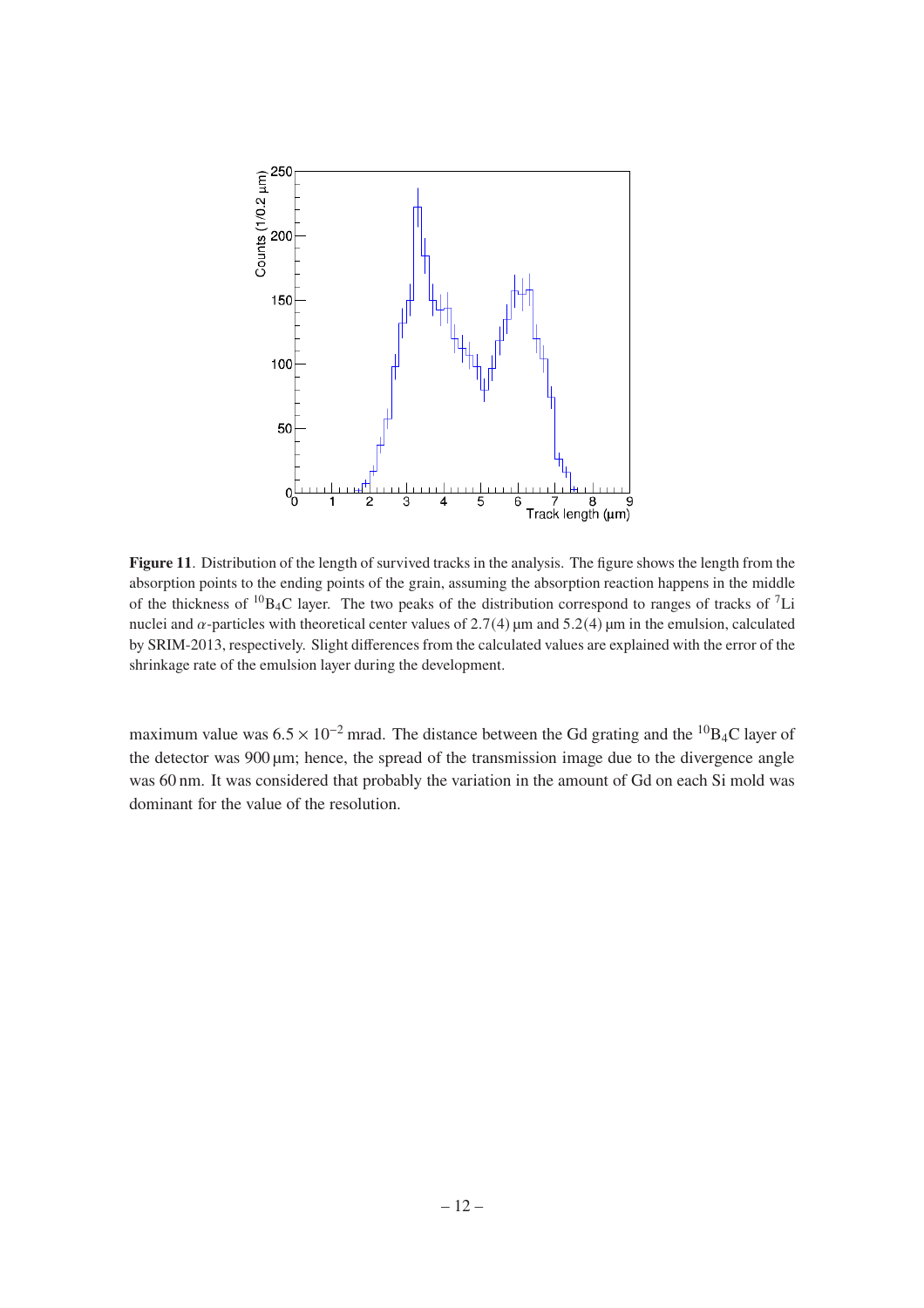**Figure 11**. Distribution of the length of survived tracks in the analysis. The figure shows the length from the absorption points to the ending points of the grain, assuming the absorption reaction happens in the middle of the thickness of $^{10}B_4C$ layer. The two peaks of the distribution correspond to ranges of tracks of $^{7}Li$ nuclei and $\alpha$-particles with theoretical center values of 2.7(4) μm and 5.2(4) μm in the emulsion, calculated by SRIM-2013, respectively. Slight differences from the calculated values are explained with the error of the shrinkage rate of the emulsion layer during the development.

maximum value was $6.5 \times 10^{-2}$ mrad. The distance between the Gd grating and the $^{10}B_4C$ layer of the detector was 900 μm; hence, the spread of the transmission image due to the divergence angle was 60 nm. It was considered that probably the variation in the amount of Gd on each Si mold was dominant for the value of the resolution.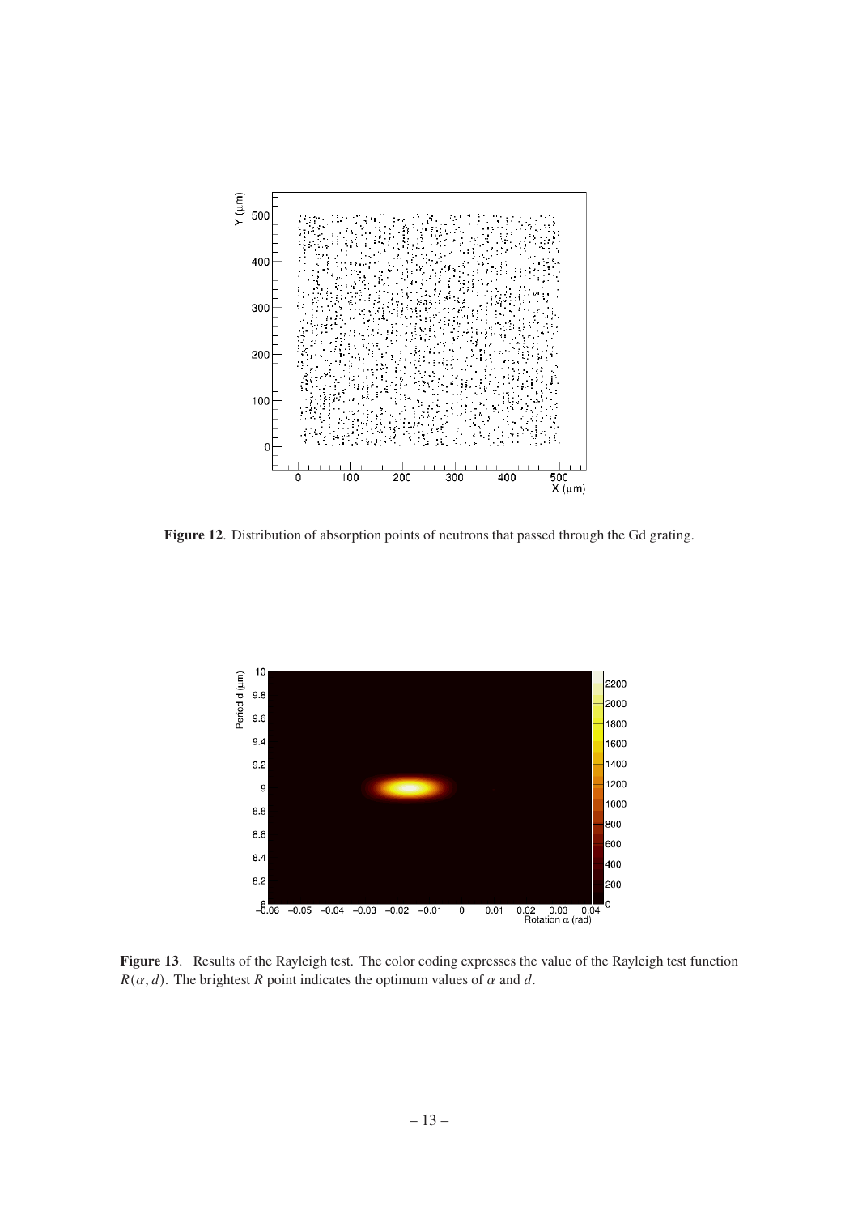**Figure 12**. Distribution of absorption points of neutrons that passed through the Gd grating.

**Figure 13**. Results of the Rayleigh test. The color coding expresses the value of the Rayleigh test function $R(\alpha, d)$. The brightest $R$ point indicates the optimum values of $\alpha$ and $d$.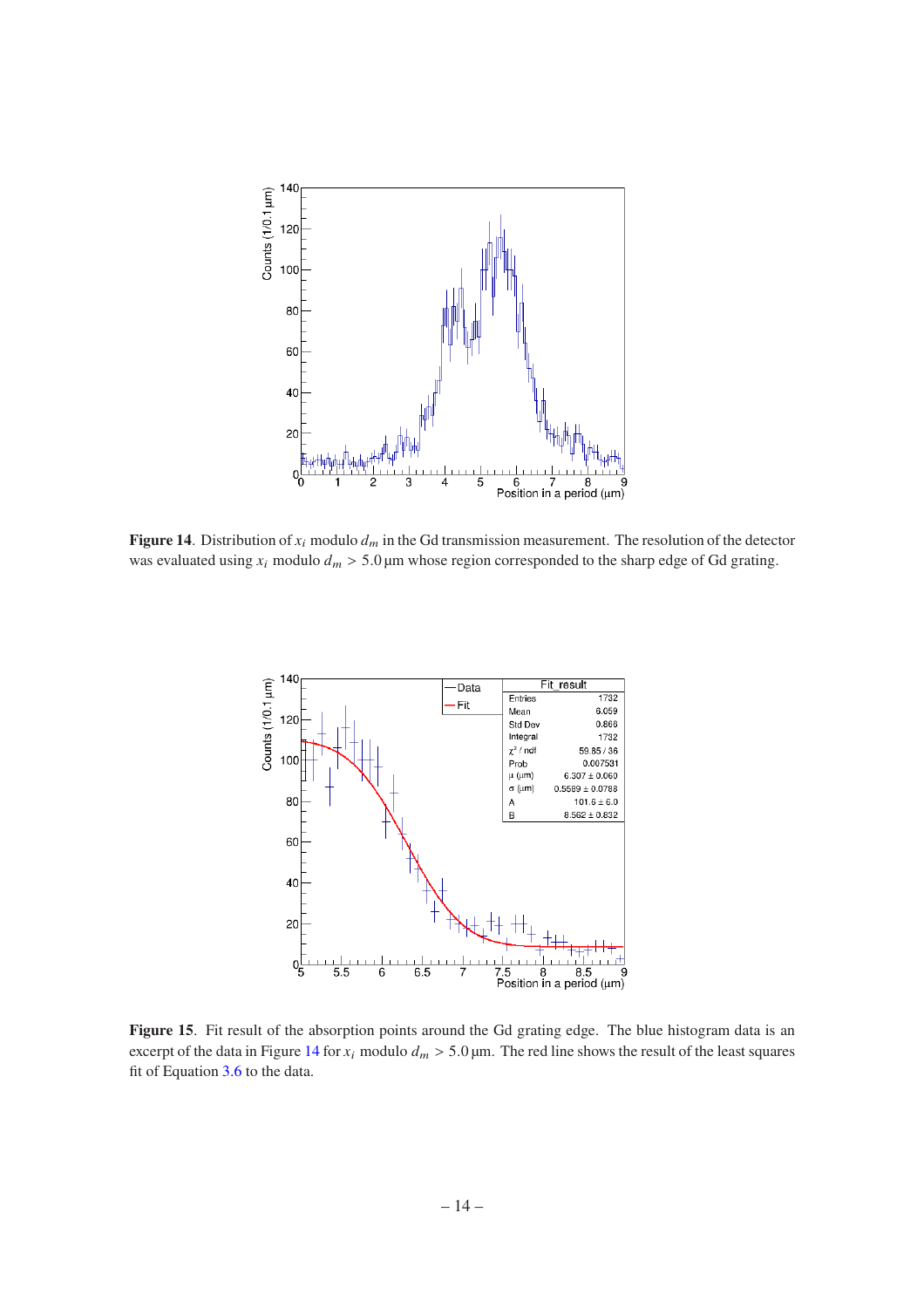**Figure 14**. Distribution of $x_i$ modulo $d_m$ in the Gd transmission measurement. The resolution of the detector was evaluated using $x_i$ modulo $d_m > 5.0\,\mu\text{m}$ whose region corresponded to the sharp edge of Gd grating.

**Figure 15**. Fit result of the absorption points around the Gd grating edge. The blue histogram data is an excerpt of the data in Figure 14 for $x_i$ modulo $d_m > 5.0\,\mu\text{m}$. The red line shows the result of the least squares fit of Equation 3.6 to the data.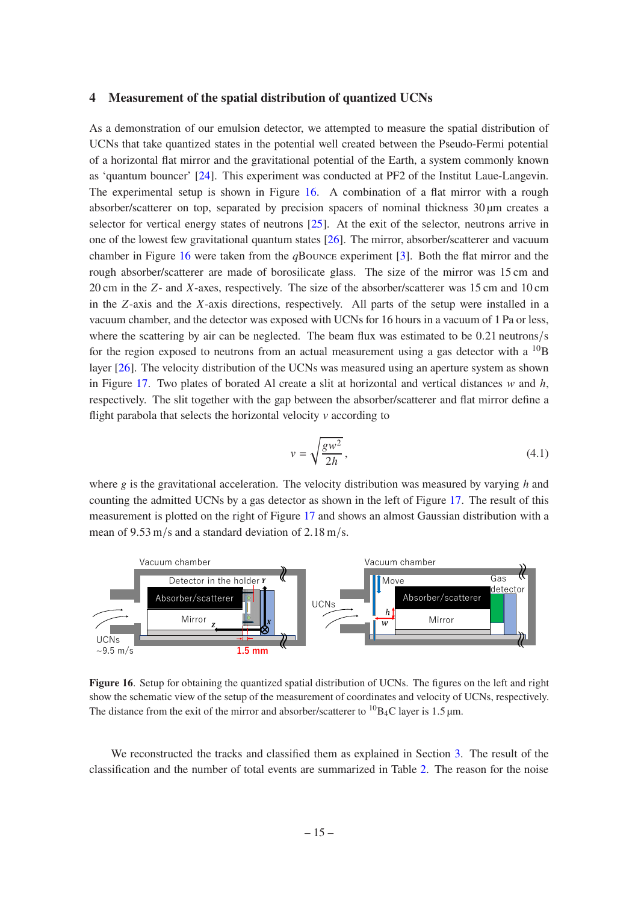## 4 Measurement of the spatial distribution of quantized UCNs

As a demonstration of our emulsion detector, we attempted to measure the spatial distribution of UCNs that take quantized states in the potential well created between the Pseudo-Fermi potential of a horizontal flat mirror and the gravitational potential of the Earth, a system commonly known as 'quantum bouncer' [24]. This experiment was conducted at PF2 of the Institut Laue-Langevin. The experimental setup is shown in Figure 16. A combination of a flat mirror with a rough absorber/scatterer on top, separated by precision spacers of nominal thickness 30 µm creates a selector for vertical energy states of neutrons [25]. At the exit of the selector, neutrons arrive in one of the lowest few gravitational quantum states [26]. The mirror, absorber/scatterer and vacuum chamber in Figure 16 were taken from the *q*BOUNCE experiment [3]. Both the flat mirror and the rough absorber/scatterer are made of borosilicate glass. The size of the mirror was 15 cm and 20 cm in the $Z$- and $X$-axes, respectively. The size of the absorber/scatterer was 15 cm and 10 cm in the $Z$-axis and the $X$-axis directions, respectively. All parts of the setup were installed in a vacuum chamber, and the detector was exposed with UCNs for 16 hours in a vacuum of 1 Pa or less, where the scattering by air can be neglected. The beam flux was estimated to be 0.21 neutrons/s for the region exposed to neutrons from an actual measurement using a gas detector with a $^{10}$B layer [26]. The velocity distribution of the UCNs was measured using an aperture system as shown in Figure 17. Two plates of borated Al create a slit at horizontal and vertical distances $w$ and $h$, respectively. The slit together with the gap between the absorber/scatterer and flat mirror define a flight parabola that selects the horizontal velocity $v$ according to

$$v = \sqrt{\frac{gw^2}{2h}}, \tag{4.1}$$

where $g$ is the gravitational acceleration. The velocity distribution was measured by varying $h$ and counting the admitted UCNs by a gas detector as shown in the left of Figure 17. The result of this measurement is plotted on the right of Figure 17 and shows an almost Gaussian distribution with a mean of 9.53 m/s and a standard deviation of 2.18 m/s.

**Figure 16**. Setup for obtaining the quantized spatial distribution of UCNs. The figures on the left and right show the schematic view of the setup of the measurement of coordinates and velocity of UCNs, respectively. The distance from the exit of the mirror and absorber/scatterer to $^{10}B_4C$ layer is 1.5 µm.

We reconstructed the tracks and classified them as explained in Section 3. The result of the classification and the number of total events are summarized in Table 2. The reason for the noise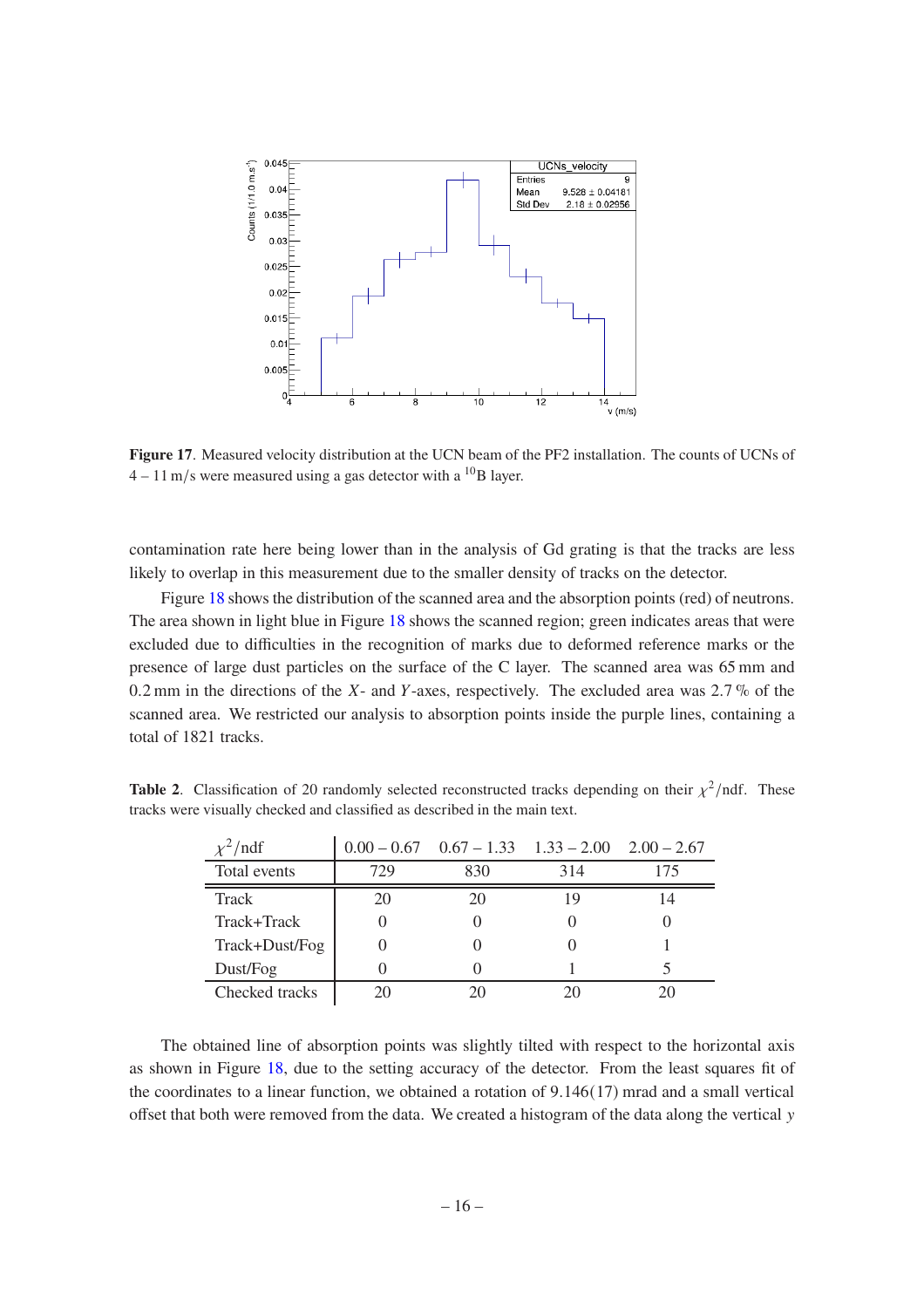**Figure 17**. Measured velocity distribution at the UCN beam of the PF2 installation. The counts of UCNs of 4 – 11 m/s were measured using a gas detector with a $^{10}$B layer.

contamination rate here being lower than in the analysis of Gd grating is that the tracks are less likely to overlap in this measurement due to the smaller density of tracks on the detector.

Figure 18 shows the distribution of the scanned area and the absorption points (red) of neutrons. The area shown in light blue in Figure 18 shows the scanned region; green indicates areas that were excluded due to difficulties in the recognition of marks due to deformed reference marks or the presence of large dust particles on the surface of the C layer. The scanned area was 65 mm and 0.2 mm in the directions of the $X$- and $Y$-axes, respectively. The excluded area was 2.7 % of the scanned area. We restricted our analysis to absorption points inside the purple lines, containing a total of 1821 tracks.

**Table 2**. Classification of 20 randomly selected reconstructed tracks depending on their $\chi^2$/ndf. These tracks were visually checked and classified as described in the main text.

| $\chi^2$/ndf | 0.00 – 0.67 | 0.67 – 1.33 | 1.33 – 2.00 | 2.00 – 2.67 |
|---|---|---|---|---|
| Total events | 729 | 830 | 314 | 175 |
| Track | 20 | 20 | 19 | 14 |
| Track+Track | 0 | 0 | 0 | 0 |
| Track+Dust/Fog | 0 | 0 | 0 | 1 |
| Dust/Fog | 0 | 0 | 1 | 5 |
| Checked tracks | 20 | 20 | 20 | 20 |

The obtained line of absorption points was slightly tilted with respect to the horizontal axis as shown in Figure 18, due to the setting accuracy of the detector. From the least squares fit of the coordinates to a linear function, we obtained a rotation of 9.146(17) mrad and a small vertical offset that both were removed from the data. We created a histogram of the data along the vertical $y$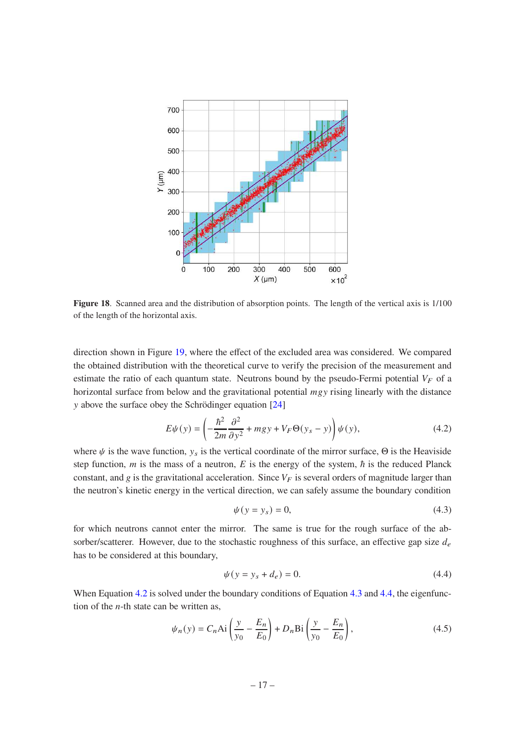**Figure 18**. Scanned area and the distribution of absorption points. The length of the vertical axis is 1/100 of the length of the horizontal axis.

direction shown in Figure 19, where the effect of the excluded area was considered. We compared the obtained distribution with the theoretical curve to verify the precision of the measurement and estimate the ratio of each quantum state. Neutrons bound by the pseudo-Fermi potential $V_F$ of a horizontal surface from below and the gravitational potential $mgy$ rising linearly with the distance $y$ above the surface obey the Schrödinger equation [24]

$$E\psi(y) = \left(-\frac{\hbar^2}{2m}\frac{\partial^2}{\partial y^2} + mgy + V_F\Theta(y_s - y)\right)\psi(y), \tag{4.2}$$

where $\psi$ is the wave function, $y_s$ is the vertical coordinate of the mirror surface, $\Theta$ is the Heaviside step function, $m$ is the mass of a neutron, $E$ is the energy of the system, $\hbar$ is the reduced Planck constant, and $g$ is the gravitational acceleration. Since $V_F$ is several orders of magnitude larger than the neutron's kinetic energy in the vertical direction, we can safely assume the boundary condition

$$\psi(y = y_s) = 0, \tag{4.3}$$

for which neutrons cannot enter the mirror. The same is true for the rough surface of the absorber/scatterer. However, due to the stochastic roughness of this surface, an effective gap size $d_e$ has to be considered at this boundary,

$$\psi(y = y_s + d_e) = 0. \tag{4.4}$$

When Equation 4.2 is solved under the boundary conditions of Equation 4.3 and 4.4, the eigenfunction of the $n$-th state can be written as,

$$\psi_n(y) = C_n\mathrm{Ai}\left(\frac{y}{y_0} - \frac{E_n}{E_0}\right) + D_n\mathrm{Bi}\left(\frac{y}{y_0} - \frac{E_n}{E_0}\right), \tag{4.5}$$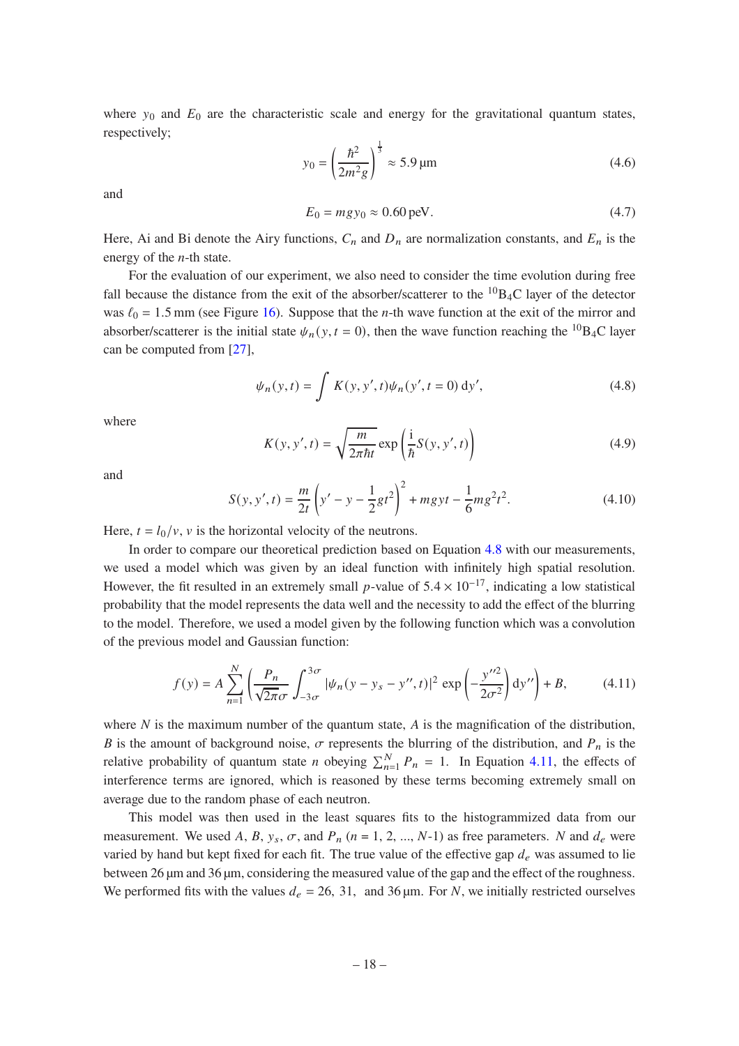where $y_0$ and $E_0$ are the characteristic scale and energy for the gravitational quantum states, respectively;

$$y_0 = \left(\frac{\hbar^2}{2m^2 g}\right)^{\frac{1}{3}} \approx 5.9\,\mu\text{m} \tag{4.6}$$

and

$$E_0 = mgy_0 \approx 0.60\,\text{peV}. \tag{4.7}$$

Here, Ai and Bi denote the Airy functions, $C_n$ and $D_n$ are normalization constants, and $E_n$ is the energy of the $n$-th state.

For the evaluation of our experiment, we also need to consider the time evolution during free fall because the distance from the exit of the absorber/scatterer to the $^{10}B_4C$ layer of the detector was $\ell_0 = 1.5$ mm (see Figure 16). Suppose that the $n$-th wave function at the exit of the mirror and absorber/scatterer is the initial state $\psi_n(y, t = 0)$, then the wave function reaching the $^{10}B_4C$ layer can be computed from [27],

$$\psi_n(y, t) = \int K(y, y', t)\psi_n(y', t = 0)\,\mathrm{d}y', \tag{4.8}$$

where

$$K(y, y', t) = \sqrt{\frac{m}{2\pi\hbar t}} \exp\left(\frac{\mathrm{i}}{\hbar} S(y, y', t)\right) \tag{4.9}$$

and

$$S(y, y', t) = \frac{m}{2t}\left(y' - y - \frac{1}{2}gt^2\right)^2 + mgyt - \frac{1}{6}mg^2t^2. \tag{4.10}$$

Here, $t = l_0/v$, $v$ is the horizontal velocity of the neutrons.

In order to compare our theoretical prediction based on Equation 4.8 with our measurements, we used a model which was given by an ideal function with infinitely high spatial resolution. However, the fit resulted in an extremely small $p$-value of $5.4 \times 10^{-17}$, indicating a low statistical probability that the model represents the data well and the necessity to add the effect of the blurring to the model. Therefore, we used a model given by the following function which was a convolution of the previous model and Gaussian function:

$$f(y) = A \sum_{n=1}^{N} \left(\frac{P_n}{\sqrt{2\pi}\sigma} \int_{-3\sigma}^{3\sigma} |\psi_n(y - y_s - y'', t)|^2 \exp\left(-\frac{y''^2}{2\sigma^2}\right) \mathrm{d}y''\right) + B, \tag{4.11}$$

where $N$ is the maximum number of the quantum state, $A$ is the magnification of the distribution, $B$ is the amount of background noise, $\sigma$ represents the blurring of the distribution, and $P_n$ is the relative probability of quantum state $n$ obeying $\sum_{n=1}^{N} P_n = 1$. In Equation 4.11, the effects of interference terms are ignored, which is reasoned by these terms becoming extremely small on average due to the random phase of each neutron.

This model was then used in the least squares fits to the histogrammized data from our measurement. We used $A$, $B$, $y_s$, $\sigma$, and $P_n$ ($n$ = 1, 2, ..., $N$-1) as free parameters. $N$ and $d_e$ were varied by hand but kept fixed for each fit. The true value of the effective gap $d_e$ was assumed to lie between 26 μm and 36 μm, considering the measured value of the gap and the effect of the roughness. We performed fits with the values $d_e$ = 26, 31, and 36 μm. For $N$, we initially restricted ourselves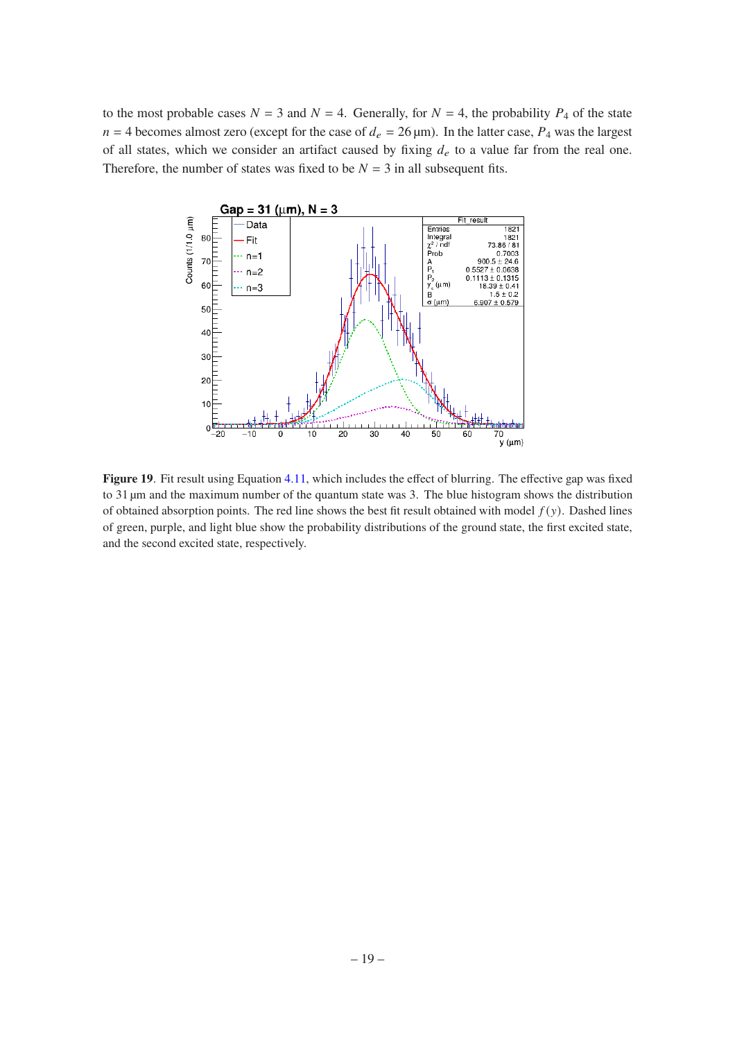to the most probable cases $N = 3$ and $N = 4$. Generally, for $N = 4$, the probability $P_4$ of the state $n = 4$ becomes almost zero (except for the case of $d_e = 26\,\mu$m). In the latter case, $P_4$ was the largest of all states, which we consider an artifact caused by fixing $d_e$ to a value far from the real one. Therefore, the number of states was fixed to be $N = 3$ in all subsequent fits.

**Figure 19**. Fit result using Equation 4.11, which includes the effect of blurring. The effective gap was fixed to 31 μm and the maximum number of the quantum state was 3. The blue histogram shows the distribution of obtained absorption points. The red line shows the best fit result obtained with model $f(y)$. Dashed lines of green, purple, and light blue show the probability distributions of the ground state, the first excited state, and the second excited state, respectively.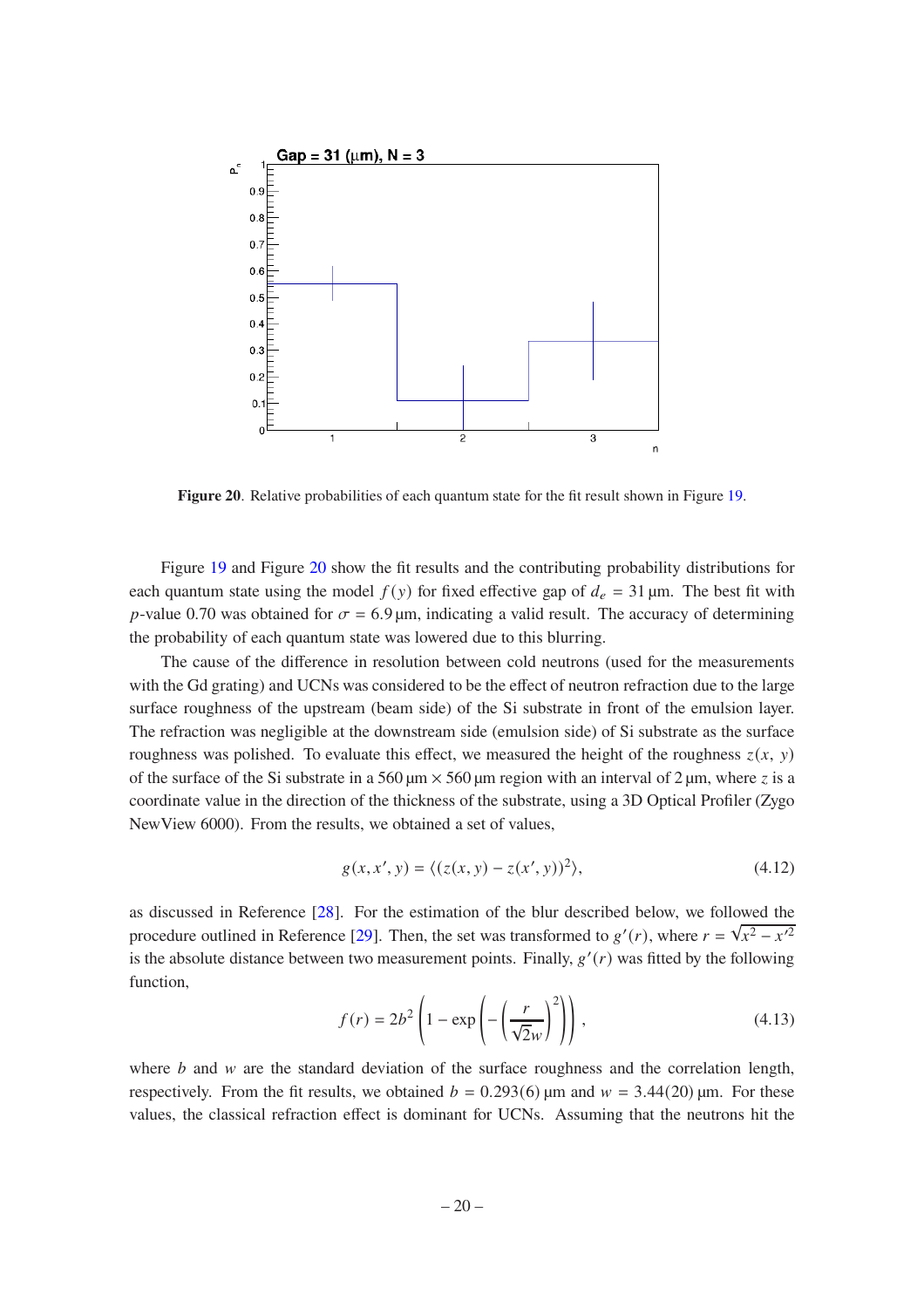**Figure 20**. Relative probabilities of each quantum state for the fit result shown in Figure 19.

Figure 19 and Figure 20 show the fit results and the contributing probability distributions for each quantum state using the model $f(y)$ for fixed effective gap of $d_e = 31\,\mu\text{m}$. The best fit with $p$-value 0.70 was obtained for $\sigma = 6.9\,\mu\text{m}$, indicating a valid result. The accuracy of determining the probability of each quantum state was lowered due to this blurring.

The cause of the difference in resolution between cold neutrons (used for the measurements with the Gd grating) and UCNs was considered to be the effect of neutron refraction due to the large surface roughness of the upstream (beam side) of the Si substrate in front of the emulsion layer. The refraction was negligible at the downstream side (emulsion side) of Si substrate as the surface roughness was polished. To evaluate this effect, we measured the height of the roughness $z(x, y)$ of the surface of the Si substrate in a $560\,\mu\text{m} \times 560\,\mu\text{m}$ region with an interval of $2\,\mu\text{m}$, where $z$ is a coordinate value in the direction of the thickness of the substrate, using a 3D Optical Profiler (Zygo NewView 6000). From the results, we obtained a set of values,

$$g(x, x', y) = \langle (z(x, y) - z(x', y))^2 \rangle, \tag{4.12}$$

as discussed in Reference [28]. For the estimation of the blur described below, we followed the procedure outlined in Reference [29]. Then, the set was transformed to $g'(r)$, where $r = \sqrt{x^2 - x'^2}$ is the absolute distance between two measurement points. Finally, $g'(r)$ was fitted by the following function,

$$f(r) = 2b^2 \left(1 - \exp\left(-\left(\frac{r}{\sqrt{2}w}\right)^2\right)\right), \tag{4.13}$$

where $b$ and $w$ are the standard deviation of the surface roughness and the correlation length, respectively. From the fit results, we obtained $b = 0.293(6)\,\mu\text{m}$ and $w = 3.44(20)\,\mu\text{m}$. For these values, the classical refraction effect is dominant for UCNs. Assuming that the neutrons hit the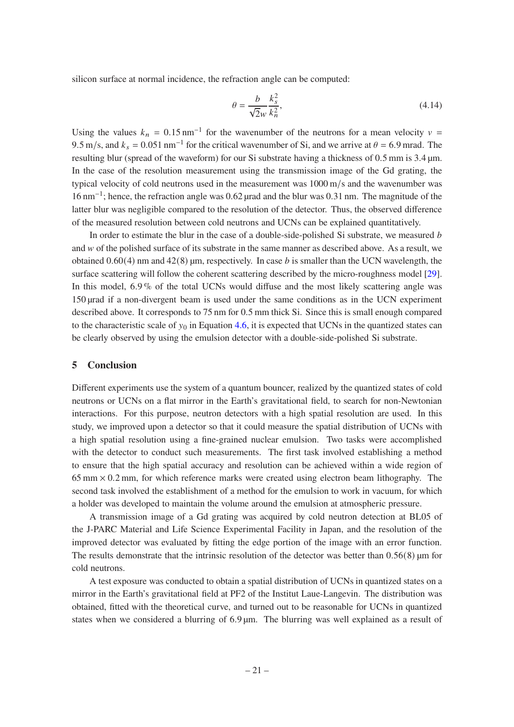silicon surface at normal incidence, the refraction angle can be computed:

$$\theta = \frac{b}{\sqrt{2}w}\frac{k_s^2}{k_n^2}, \tag{4.14}$$

Using the values $k_n = 0.15\,\mathrm{nm}^{-1}$ for the wavenumber of the neutrons for a mean velocity $v = 9.5\,\mathrm{m/s}$, and $k_s = 0.051\,\mathrm{nm}^{-1}$ for the critical wavenumber of Si, and we arrive at $\theta = 6.9\,\mathrm{mrad}$. The resulting blur (spread of the waveform) for our Si substrate having a thickness of 0.5 mm is 3.4 µm. In the case of the resolution measurement using the transmission image of the Gd grating, the typical velocity of cold neutrons used in the measurement was 1000 m/s and the wavenumber was $16\,\mathrm{nm}^{-1}$; hence, the refraction angle was 0.62 µrad and the blur was 0.31 nm. The magnitude of the latter blur was negligible compared to the resolution of the detector. Thus, the observed difference of the measured resolution between cold neutrons and UCNs can be explained quantitatively.

In order to estimate the blur in the case of a double-side-polished Si substrate, we measured $b$ and $w$ of the polished surface of its substrate in the same manner as described above. As a result, we obtained 0.60(4) nm and 42(8) µm, respectively. In case $b$ is smaller than the UCN wavelength, the surface scattering will follow the coherent scattering described by the micro-roughness model [29]. In this model, 6.9 % of the total UCNs would diffuse and the most likely scattering angle was 150 µrad if a non-divergent beam is used under the same conditions as in the UCN experiment described above. It corresponds to 75 nm for 0.5 mm thick Si. Since this is small enough compared to the characteristic scale of $y_0$ in Equation 4.6, it is expected that UCNs in the quantized states can be clearly observed by using the emulsion detector with a double-side-polished Si substrate.

## 5 Conclusion

Different experiments use the system of a quantum bouncer, realized by the quantized states of cold neutrons or UCNs on a flat mirror in the Earth's gravitational field, to search for non-Newtonian interactions. For this purpose, neutron detectors with a high spatial resolution are used. In this study, we improved upon a detector so that it could measure the spatial distribution of UCNs with a high spatial resolution using a fine-grained nuclear emulsion. Two tasks were accomplished with the detector to conduct such measurements. The first task involved establishing a method to ensure that the high spatial accuracy and resolution can be achieved within a wide region of $65\,\mathrm{mm} \times 0.2\,\mathrm{mm}$, for which reference marks were created using electron beam lithography. The second task involved the establishment of a method for the emulsion to work in vacuum, for which a holder was developed to maintain the volume around the emulsion at atmospheric pressure.

A transmission image of a Gd grating was acquired by cold neutron detection at BL05 of the J-PARC Material and Life Science Experimental Facility in Japan, and the resolution of the improved detector was evaluated by fitting the edge portion of the image with an error function. The results demonstrate that the intrinsic resolution of the detector was better than 0.56(8) µm for cold neutrons.

A test exposure was conducted to obtain a spatial distribution of UCNs in quantized states on a mirror in the Earth's gravitational field at PF2 of the Institut Laue-Langevin. The distribution was obtained, fitted with the theoretical curve, and turned out to be reasonable for UCNs in quantized states when we considered a blurring of 6.9 µm. The blurring was well explained as a result of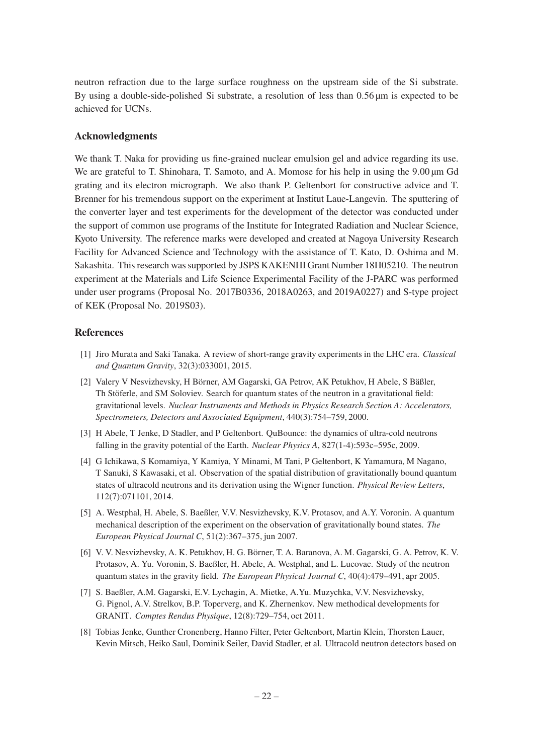neutron refraction due to the large surface roughness on the upstream side of the Si substrate. By using a double-side-polished Si substrate, a resolution of less than 0.56 μm is expected to be achieved for UCNs.

## Acknowledgments

We thank T. Naka for providing us fine-grained nuclear emulsion gel and advice regarding its use. We are grateful to T. Shinohara, T. Samoto, and A. Momose for his help in using the 9.00 μm Gd grating and its electron micrograph. We also thank P. Geltenbort for constructive advice and T. Brenner for his tremendous support on the experiment at Institut Laue-Langevin. The sputtering of the converter layer and test experiments for the development of the detector was conducted under the support of common use programs of the Institute for Integrated Radiation and Nuclear Science, Kyoto University. The reference marks were developed and created at Nagoya University Research Facility for Advanced Science and Technology with the assistance of T. Kato, D. Oshima and M. Sakashita. This research was supported by JSPS KAKENHI Grant Number 18H05210. The neutron experiment at the Materials and Life Science Experimental Facility of the J-PARC was performed under user programs (Proposal No. 2017B0336, 2018A0263, and 2019A0227) and S-type project of KEK (Proposal No. 2019S03).

## References

[1] Jiro Murata and Saki Tanaka. A review of short-range gravity experiments in the LHC era. *Classical and Quantum Gravity*, 32(3):033001, 2015.

[2] Valery V Nesvizhevsky, H Börner, AM Gagarski, GA Petrov, AK Petukhov, H Abele, S Bäßler, Th Stöferle, and SM Soloviev. Search for quantum states of the neutron in a gravitational field: gravitational levels. *Nuclear Instruments and Methods in Physics Research Section A: Accelerators, Spectrometers, Detectors and Associated Equipment*, 440(3):754–759, 2000.

[3] H Abele, T Jenke, D Stadler, and P Geltenbort. QuBounce: the dynamics of ultra-cold neutrons falling in the gravity potential of the Earth. *Nuclear Physics A*, 827(1-4):593c–595c, 2009.

[4] G Ichikawa, S Komamiya, Y Kamiya, Y Minami, M Tani, P Geltenbort, K Yamamura, M Nagano, T Sanuki, S Kawasaki, et al. Observation of the spatial distribution of gravitationally bound quantum states of ultracold neutrons and its derivation using the Wigner function. *Physical Review Letters*, 112(7):071101, 2014.

[5] A. Westphal, H. Abele, S. Baeßler, V.V. Nesvizhevsky, K.V. Protasov, and A.Y. Voronin. A quantum mechanical description of the experiment on the observation of gravitationally bound states. *The European Physical Journal C*, 51(2):367–375, jun 2007.

[6] V. V. Nesvizhevsky, A. K. Petukhov, H. G. Börner, T. A. Baranova, A. M. Gagarski, G. A. Petrov, K. V. Protasov, A. Yu. Voronin, S. Baeßler, H. Abele, A. Westphal, and L. Lucovac. Study of the neutron quantum states in the gravity field. *The European Physical Journal C*, 40(4):479–491, apr 2005.

[7] S. Baeßler, A.M. Gagarski, E.V. Lychagin, A. Mietke, A.Yu. Muzychka, V.V. Nesvizhevsky, G. Pignol, A.V. Strelkov, B.P. Toperverg, and K. Zhernenkov. New methodical developments for GRANIT. *Comptes Rendus Physique*, 12(8):729–754, oct 2011.

[8] Tobias Jenke, Gunther Cronenberg, Hanno Filter, Peter Geltenbort, Martin Klein, Thorsten Lauer, Kevin Mitsch, Heiko Saul, Dominik Seiler, David Stadler, et al. Ultracold neutron detectors based on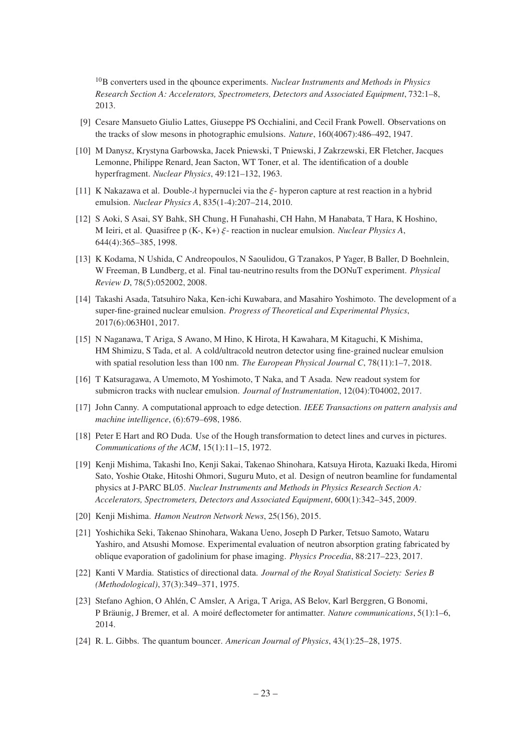$^{10}$B converters used in the qbounce experiments. *Nuclear Instruments and Methods in Physics Research Section A: Accelerators, Spectrometers, Detectors and Associated Equipment*, 732:1–8, 2013.

[9] Cesare Mansueto Giulio Lattes, Giuseppe PS Occhialini, and Cecil Frank Powell. Observations on the tracks of slow mesons in photographic emulsions. *Nature*, 160(4067):486–492, 1947.

[10] M Danysz, Krystyna Garbowska, Jacek Pniewski, T Pniewski, J Zakrzewski, ER Fletcher, Jacques Lemonne, Philippe Renard, Jean Sacton, WT Toner, et al. The identification of a double hyperfragment. *Nuclear Physics*, 49:121–132, 1963.

[11] K Nakazawa et al. Double-$\lambda$ hypernuclei via the $\xi$- hyperon capture at rest reaction in a hybrid emulsion. *Nuclear Physics A*, 835(1-4):207–214, 2010.

[12] S Aoki, S Asai, SY Bahk, SH Chung, H Funahashi, CH Hahn, M Hanabata, T Hara, K Hoshino, M Ieiri, et al. Quasifree p (K-, K+) $\xi$- reaction in nuclear emulsion. *Nuclear Physics A*, 644(4):365–385, 1998.

[13] K Kodama, N Ushida, C Andreopoulos, N Saoulidou, G Tzanakos, P Yager, B Baller, D Boehnlein, W Freeman, B Lundberg, et al. Final tau-neutrino results from the DONuT experiment. *Physical Review D*, 78(5):052002, 2008.

[14] Takashi Asada, Tatsuhiro Naka, Ken-ichi Kuwabara, and Masahiro Yoshimoto. The development of a super-fine-grained nuclear emulsion. *Progress of Theoretical and Experimental Physics*, 2017(6):063H01, 2017.

[15] N Naganawa, T Ariga, S Awano, M Hino, K Hirota, H Kawahara, M Kitaguchi, K Mishima, HM Shimizu, S Tada, et al. A cold/ultracold neutron detector using fine-grained nuclear emulsion with spatial resolution less than 100 nm. *The European Physical Journal C*, 78(11):1–7, 2018.

[16] T Katsuragawa, A Umemoto, M Yoshimoto, T Naka, and T Asada. New readout system for submicron tracks with nuclear emulsion. *Journal of Instrumentation*, 12(04):T04002, 2017.

[17] John Canny. A computational approach to edge detection. *IEEE Transactions on pattern analysis and machine intelligence*, (6):679–698, 1986.

[18] Peter E Hart and RO Duda. Use of the Hough transformation to detect lines and curves in pictures. *Communications of the ACM*, 15(1):11–15, 1972.

[19] Kenji Mishima, Takashi Ino, Kenji Sakai, Takenao Shinohara, Katsuya Hirota, Kazuaki Ikeda, Hiromi Sato, Yoshie Otake, Hitoshi Ohmori, Suguru Muto, et al. Design of neutron beamline for fundamental physics at J-PARC BL05. *Nuclear Instruments and Methods in Physics Research Section A: Accelerators, Spectrometers, Detectors and Associated Equipment*, 600(1):342–345, 2009.

[20] Kenji Mishima. *Hamon Neutron Network News*, 25(156), 2015.

[21] Yoshichika Seki, Takenao Shinohara, Wakana Ueno, Joseph D Parker, Tetsuo Samoto, Wataru Yashiro, and Atsushi Momose. Experimental evaluation of neutron absorption grating fabricated by oblique evaporation of gadolinium for phase imaging. *Physics Procedia*, 88:217–223, 2017.

[22] Kanti V Mardia. Statistics of directional data. *Journal of the Royal Statistical Society: Series B (Methodological)*, 37(3):349–371, 1975.

[23] Stefano Aghion, O Ahlén, C Amsler, A Ariga, T Ariga, AS Belov, Karl Berggren, G Bonomi, P Bräunig, J Bremer, et al. A moiré deflectometer for antimatter. *Nature communications*, 5(1):1–6, 2014.

[24] R. L. Gibbs. The quantum bouncer. *American Journal of Physics*, 43(1):25–28, 1975.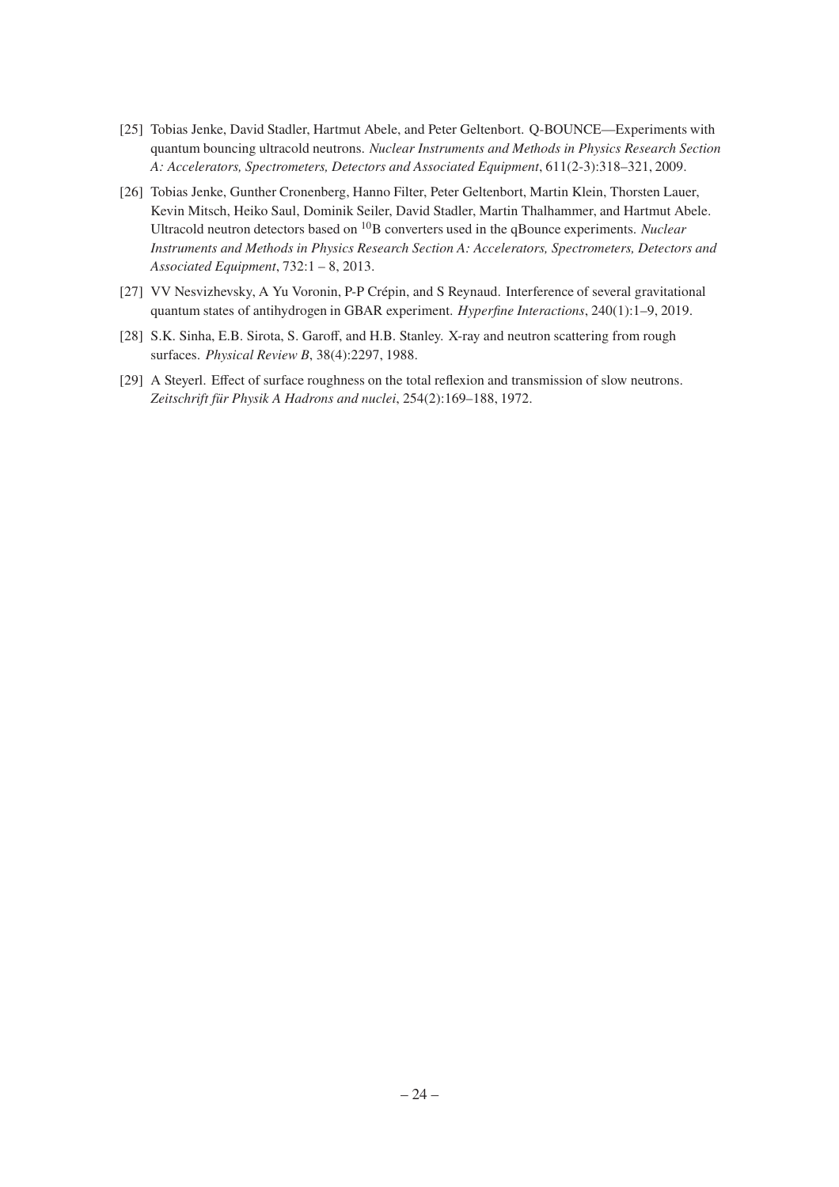[25] Tobias Jenke, David Stadler, Hartmut Abele, and Peter Geltenbort. Q-BOUNCE—Experiments with quantum bouncing ultracold neutrons. *Nuclear Instruments and Methods in Physics Research Section A: Accelerators, Spectrometers, Detectors and Associated Equipment*, 611(2-3):318–321, 2009.

[26] Tobias Jenke, Gunther Cronenberg, Hanno Filter, Peter Geltenbort, Martin Klein, Thorsten Lauer, Kevin Mitsch, Heiko Saul, Dominik Seiler, David Stadler, Martin Thalhammer, and Hartmut Abele. Ultracold neutron detectors based on $^{10}$B converters used in the qBounce experiments. *Nuclear Instruments and Methods in Physics Research Section A: Accelerators, Spectrometers, Detectors and Associated Equipment*, 732:1 – 8, 2013.

[27] VV Nesvizhevsky, A Yu Voronin, P-P Crépin, and S Reynaud. Interference of several gravitational quantum states of antihydrogen in GBAR experiment. *Hyperfine Interactions*, 240(1):1–9, 2019.

[28] S.K. Sinha, E.B. Sirota, S. Garoff, and H.B. Stanley. X-ray and neutron scattering from rough surfaces. *Physical Review B*, 38(4):2297, 1988.

[29] A Steyerl. Effect of surface roughness on the total reflexion and transmission of slow neutrons. *Zeitschrift für Physik A Hadrons and nuclei*, 254(2):169–188, 1972.